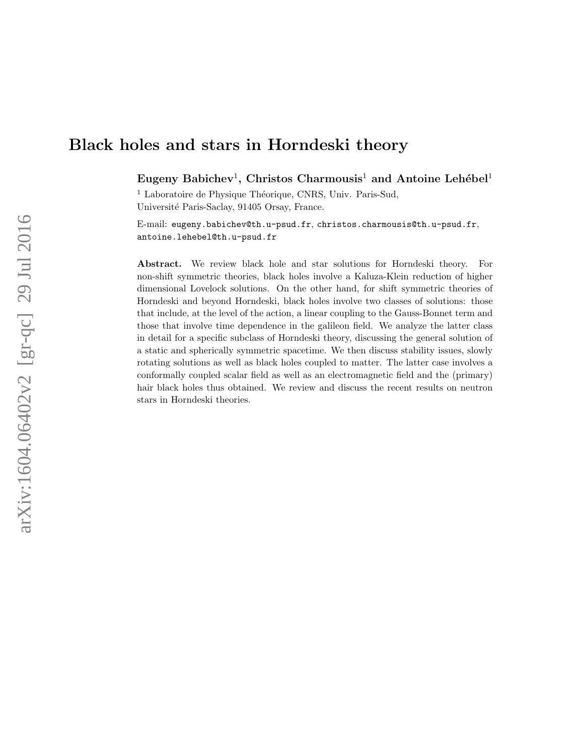# Black holes and stars in Horndeski theory

**Eugeny Babichev**[1], **Christos Charmousis**[1] **and Antoine Lehébel**[1]

[1] Laboratoire de Physique Théorique, CNRS, Univ. Paris-Sud, Université Paris-Saclay, 91405 Orsay, France.

E-mail: eugeny.babichev@th.u-psud.fr, christos.charmousis@th.u-psud.fr, antoine.lehebel@th.u-psud.fr

**Abstract.** We review black hole and star solutions for Horndeski theory. For non-shift symmetric theories, black holes involve a Kaluza-Klein reduction of higher dimensional Lovelock solutions. On the other hand, for shift symmetric theories of Horndeski and beyond Horndeski, black holes involve two classes of solutions: those that include, at the level of the action, a linear coupling to the Gauss-Bonnet term and those that involve time dependence in the galileon field. We analyze the latter class in detail for a specific subclass of Horndeski theory, discussing the general solution of a static and spherically symmetric spacetime. We then discuss stability issues, slowly rotating solutions as well as black holes coupled to matter. The latter case involves a conformally coupled scalar field as well as an electromagnetic field and the (primary) hair black holes thus obtained. We review and discuss the recent results on neutron stars in Horndeski theories.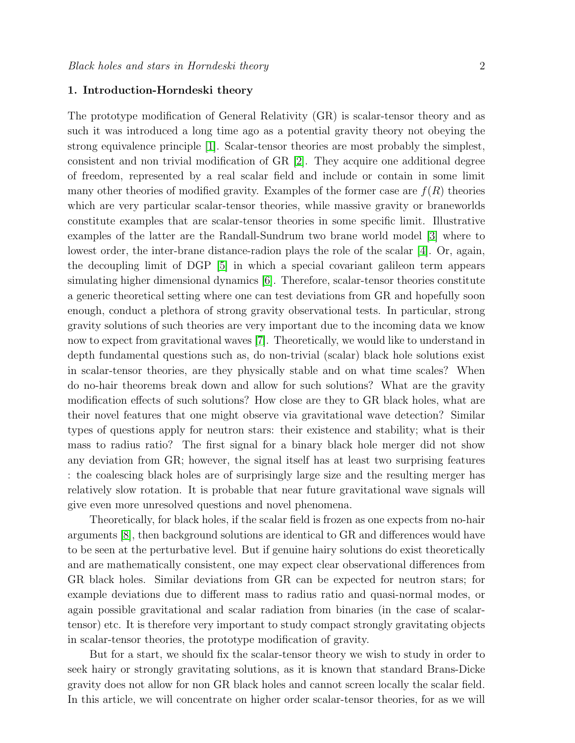## 1. Introduction-Horndeski theory

The prototype modification of General Relativity (GR) is scalar-tensor theory and as such it was introduced a long time ago as a potential gravity theory not obeying the strong equivalence principle [1]. Scalar-tensor theories are most probably the simplest, consistent and non trivial modification of GR [2]. They acquire one additional degree of freedom, represented by a real scalar field and include or contain in some limit many other theories of modified gravity. Examples of the former case are $f(R)$ theories which are very particular scalar-tensor theories, while massive gravity or braneworlds constitute examples that are scalar-tensor theories in some specific limit. Illustrative examples of the latter are the Randall-Sundrum two brane world model [3] where to lowest order, the inter-brane distance-radion plays the role of the scalar [4]. Or, again, the decoupling limit of DGP [5] in which a special covariant galileon term appears simulating higher dimensional dynamics [6]. Therefore, scalar-tensor theories constitute a generic theoretical setting where one can test deviations from GR and hopefully soon enough, conduct a plethora of strong gravity observational tests. In particular, strong gravity solutions of such theories are very important due to the incoming data we know now to expect from gravitational waves [7]. Theoretically, we would like to understand in depth fundamental questions such as, do non-trivial (scalar) black hole solutions exist in scalar-tensor theories, are they physically stable and on what time scales? When do no-hair theorems break down and allow for such solutions? What are the gravity modification effects of such solutions? How close are they to GR black holes, what are their novel features that one might observe via gravitational wave detection? Similar types of questions apply for neutron stars: their existence and stability; what is their mass to radius ratio? The first signal for a binary black hole merger did not show any deviation from GR; however, the signal itself has at least two surprising features : the coalescing black holes are of surprisingly large size and the resulting merger has relatively slow rotation. It is probable that near future gravitational wave signals will give even more unresolved questions and novel phenomena.

Theoretically, for black holes, if the scalar field is frozen as one expects from no-hair arguments [8], then background solutions are identical to GR and differences would have to be seen at the perturbative level. But if genuine hairy solutions do exist theoretically and are mathematically consistent, one may expect clear observational differences from GR black holes. Similar deviations from GR can be expected for neutron stars; for example deviations due to different mass to radius ratio and quasi-normal modes, or again possible gravitational and scalar radiation from binaries (in the case of scalar-tensor) etc. It is therefore very important to study compact strongly gravitating objects in scalar-tensor theories, the prototype modification of gravity.

But for a start, we should fix the scalar-tensor theory we wish to study in order to seek hairy or strongly gravitating solutions, as it is known that standard Brans-Dicke gravity does not allow for non GR black holes and cannot screen locally the scalar field. In this article, we will concentrate on higher order scalar-tensor theories, for as we will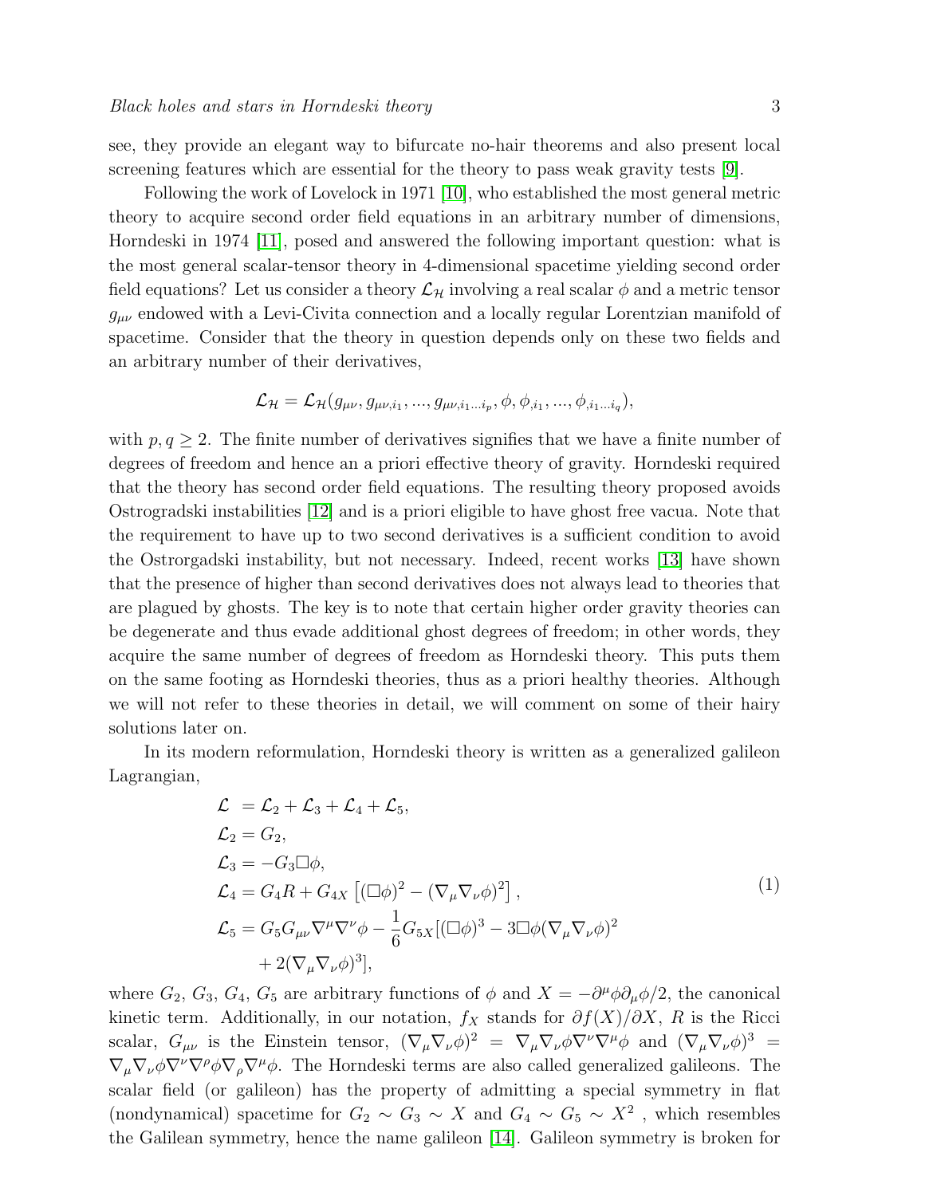see, they provide an elegant way to bifurcate no-hair theorems and also present local screening features which are essential for the theory to pass weak gravity tests [9].

Following the work of Lovelock in 1971 [10], who established the most general metric theory to acquire second order field equations in an arbitrary number of dimensions, Horndeski in 1974 [11], posed and answered the following important question: what is the most general scalar-tensor theory in 4-dimensional spacetime yielding second order field equations? Let us consider a theory $\mathcal{L}_{\mathcal{H}}$ involving a real scalar $\phi$ and a metric tensor $g_{\mu\nu}$ endowed with a Levi-Civita connection and a locally regular Lorentzian manifold of spacetime. Consider that the theory in question depends only on these two fields and an arbitrary number of their derivatives,

$$\mathcal{L}_{\mathcal{H}} = \mathcal{L}_{\mathcal{H}}(g_{\mu\nu}, g_{\mu\nu,i_1}, ..., g_{\mu\nu,i_1...i_p}, \phi, \phi_{,i_1}, ..., \phi_{,i_1...i_q}),$$

with $p, q \geq 2$. The finite number of derivatives signifies that we have a finite number of degrees of freedom and hence an a priori effective theory of gravity. Horndeski required that the theory has second order field equations. The resulting theory proposed avoids Ostrogradski instabilities [12] and is a priori eligible to have ghost free vacua. Note that the requirement to have up to two second derivatives is a sufficient condition to avoid the Ostrorgadski instability, but not necessary. Indeed, recent works [13] have shown that the presence of higher than second derivatives does not always lead to theories that are plagued by ghosts. The key is to note that certain higher order gravity theories can be degenerate and thus evade additional ghost degrees of freedom; in other words, they acquire the same number of degrees of freedom as Horndeski theory. This puts them on the same footing as Horndeski theories, thus as a priori healthy theories. Although we will not refer to these theories in detail, we will comment on some of their hairy solutions later on.

In its modern reformulation, Horndeski theory is written as a generalized galileon Lagrangian,

$$\begin{aligned}
\mathcal{L} &= \mathcal{L}_2 + \mathcal{L}_3 + \mathcal{L}_4 + \mathcal{L}_5, \\
\mathcal{L}_2 &= G_2, \\
\mathcal{L}_3 &= -G_3 \Box\phi, \\
\mathcal{L}_4 &= G_4 R + G_{4X} \left[ (\Box\phi)^2 - (\nabla_\mu \nabla_\nu \phi)^2 \right], \\
\mathcal{L}_5 &= G_5 G_{\mu\nu} \nabla^\mu \nabla^\nu \phi - \frac{1}{6} G_{5X} [(\Box\phi)^3 - 3\Box\phi (\nabla_\mu \nabla_\nu \phi)^2 \\
&\quad + 2(\nabla_\mu \nabla_\nu \phi)^3],
\end{aligned} \tag{1}$$

where $G_2$, $G_3$, $G_4$, $G_5$ are arbitrary functions of $\phi$ and $X = -\partial^\mu\phi\partial_\mu\phi/2$, the canonical kinetic term. Additionally, in our notation, $f_X$ stands for $\partial f(X)/\partial X$, $R$ is the Ricci scalar, $G_{\mu\nu}$ is the Einstein tensor, $(\nabla_\mu\nabla_\nu\phi)^2 = \nabla_\mu\nabla_\nu\phi\nabla^\nu\nabla^\mu\phi$ and $(\nabla_\mu\nabla_\nu\phi)^3 = \nabla_\mu\nabla_\nu\phi\nabla^\nu\nabla^\rho\phi\nabla_\rho\nabla^\mu\phi$. The Horndeski terms are also called generalized galileons. The scalar field (or galileon) has the property of admitting a special symmetry in flat (nondynamical) spacetime for $G_2 \sim G_3 \sim X$ and $G_4 \sim G_5 \sim X^2$ , which resembles the Galilean symmetry, hence the name galileon [14]. Galileon symmetry is broken for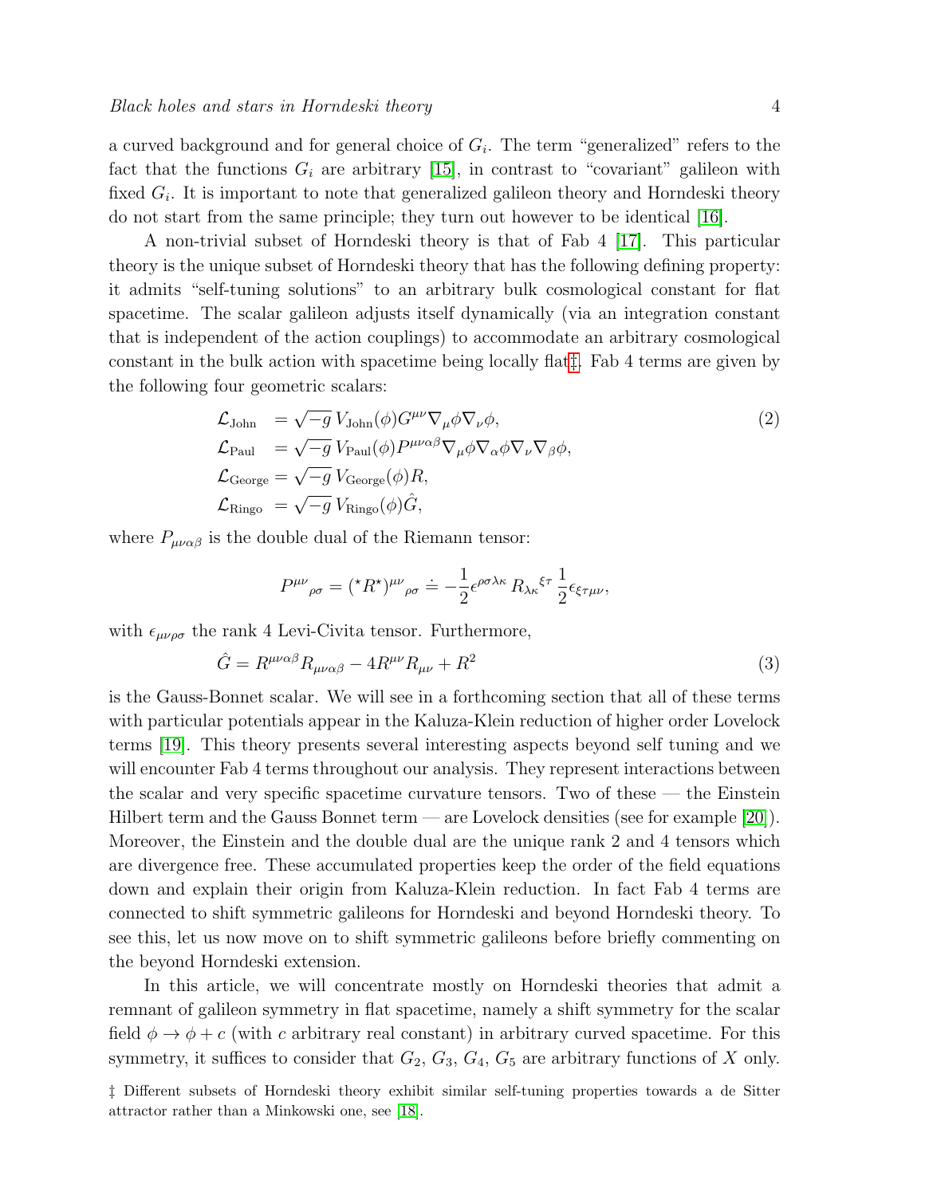a curved background and for general choice of $G_i$. The term "generalized" refers to the fact that the functions $G_i$ are arbitrary [15], in contrast to "covariant" galileon with fixed $G_i$. It is important to note that generalized galileon theory and Horndeski theory do not start from the same principle; they turn out however to be identical [16].

A non-trivial subset of Horndeski theory is that of Fab 4 [17]. This particular theory is the unique subset of Horndeski theory that has the following defining property: it admits "self-tuning solutions" to an arbitrary bulk cosmological constant for flat spacetime. The scalar galileon adjusts itself dynamically (via an integration constant that is independent of the action couplings) to accommodate an arbitrary cosmological constant in the bulk action with spacetime being locally flat‡. Fab 4 terms are given by the following four geometric scalars:

$$
\begin{aligned}
\mathcal{L}_{\rm John} &= \sqrt{-g}\, V_{\rm John}(\phi) G^{\mu\nu}\nabla_\mu\phi\nabla_\nu\phi, \\
\mathcal{L}_{\rm Paul} &= \sqrt{-g}\, V_{\rm Paul}(\phi) P^{\mu\nu\alpha\beta}\nabla_\mu\phi\nabla_\alpha\phi\nabla_\nu\nabla_\beta\phi, \\
\mathcal{L}_{\rm George} &= \sqrt{-g}\, V_{\rm George}(\phi) R, \\
\mathcal{L}_{\rm Ringo} &= \sqrt{-g}\, V_{\rm Ringo}(\phi) \hat{G},
\end{aligned}
\tag{2}
$$

where $P_{\mu\nu\alpha\beta}$ is the double dual of the Riemann tensor:

$$
P^{\mu\nu}{}_{\rho\sigma} = ({}^\star R^\star)^{\mu\nu}{}_{\rho\sigma} \doteq -\frac{1}{2}\epsilon^{\rho\sigma\lambda\kappa}\, R_{\lambda\kappa}{}^{\xi\tau}\, \frac{1}{2}\epsilon_{\xi\tau\mu\nu},
$$

with $\epsilon_{\mu\nu\rho\sigma}$ the rank 4 Levi-Civita tensor. Furthermore,

$$
\hat{G} = R^{\mu\nu\alpha\beta}R_{\mu\nu\alpha\beta} - 4R^{\mu\nu}R_{\mu\nu} + R^2 \tag{3}
$$

is the Gauss-Bonnet scalar. We will see in a forthcoming section that all of these terms with particular potentials appear in the Kaluza-Klein reduction of higher order Lovelock terms [19]. This theory presents several interesting aspects beyond self tuning and we will encounter Fab 4 terms throughout our analysis. They represent interactions between the scalar and very specific spacetime curvature tensors. Two of these — the Einstein Hilbert term and the Gauss Bonnet term — are Lovelock densities (see for example [20]). Moreover, the Einstein and the double dual are the unique rank 2 and 4 tensors which are divergence free. These accumulated properties keep the order of the field equations down and explain their origin from Kaluza-Klein reduction. In fact Fab 4 terms are connected to shift symmetric galileons for Horndeski and beyond Horndeski theory. To see this, let us now move on to shift symmetric galileons before briefly commenting on the beyond Horndeski extension.

In this article, we will concentrate mostly on Horndeski theories that admit a remnant of galileon symmetry in flat spacetime, namely a shift symmetry for the scalar field $\phi \to \phi + c$ (with $c$ arbitrary real constant) in arbitrary curved spacetime. For this symmetry, it suffices to consider that $G_2$, $G_3$, $G_4$, $G_5$ are arbitrary functions of $X$ only.

‡ Different subsets of Horndeski theory exhibit similar self-tuning properties towards a de Sitter attractor rather than a Minkowski one, see [18].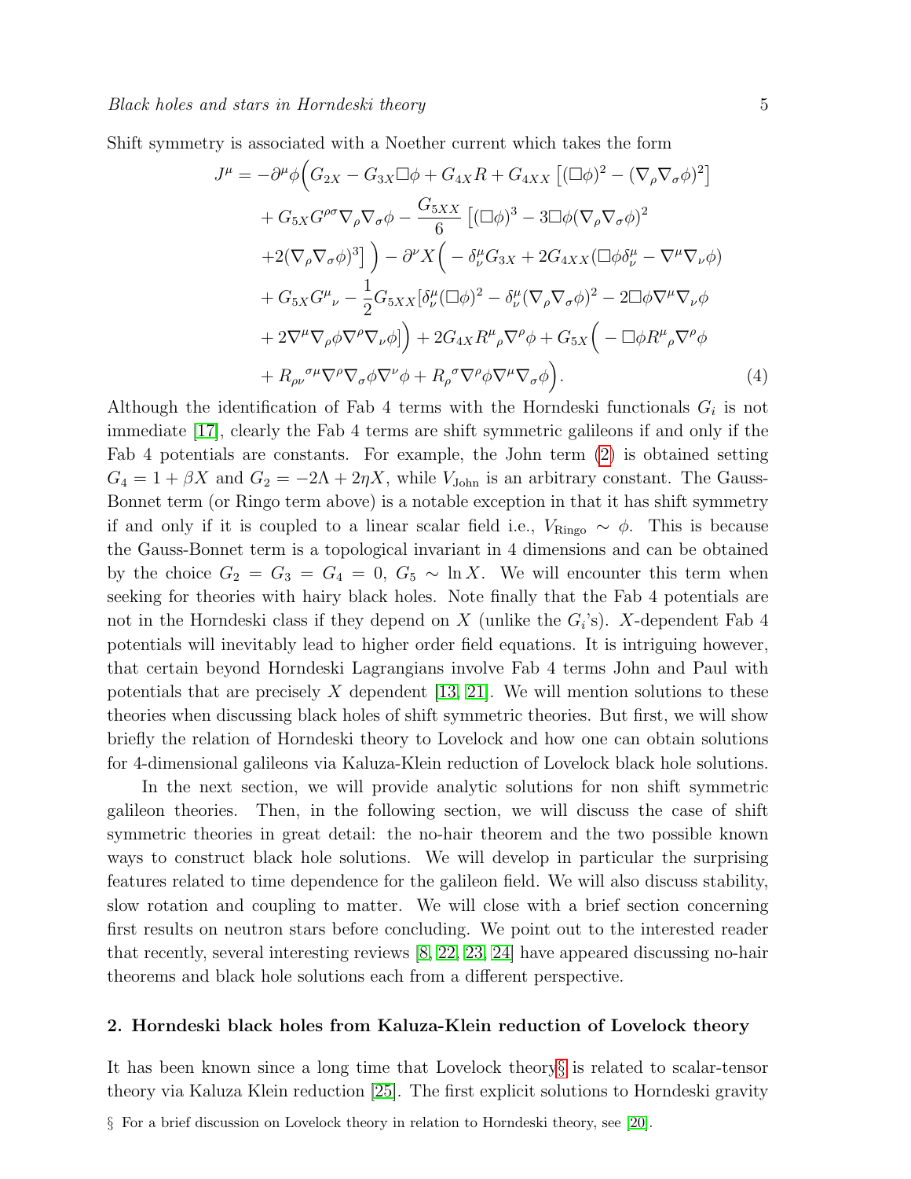Shift symmetry is associated with a Noether current which takes the form

$$
\begin{aligned}
J^\mu = &-\partial^\mu\phi\Big(G_{2X} - G_{3X}\Box\phi + G_{4X}R + G_{4XX}\left[(\Box\phi)^2 - (\nabla_\rho\nabla_\sigma\phi)^2\right] \\
&+ G_{5X}G^{\rho\sigma}\nabla_\rho\nabla_\sigma\phi - \frac{G_{5XX}}{6}\left[(\Box\phi)^3 - 3\Box\phi(\nabla_\rho\nabla_\sigma\phi)^2\right. \\
&\left.+2(\nabla_\rho\nabla_\sigma\phi)^3\right]\Big) - \partial^\nu X\Big( -\delta^\mu_\nu G_{3X} + 2G_{4XX}(\Box\phi\delta^\mu_\nu - \nabla^\mu\nabla_\nu\phi) \\
&+ G_{5X}G^\mu{}_\nu - \frac{1}{2}G_{5XX}[\delta^\mu_\nu(\Box\phi)^2 - \delta^\mu_\nu(\nabla_\rho\nabla_\sigma\phi)^2 - 2\Box\phi\nabla^\mu\nabla_\nu\phi \\
&+ 2\nabla^\mu\nabla_\rho\phi\nabla^\rho\nabla_\nu\phi]\Big) + 2G_{4X}R^\mu{}_\rho\nabla^\rho\phi + G_{5X}\Big( -\Box\phi R^\mu{}_\rho\nabla^\rho\phi \\
&+ R_{\rho\nu}{}^{\sigma\mu}\nabla^\rho\nabla_\sigma\phi\nabla^\nu\phi + R_\rho{}^\sigma\nabla^\rho\phi\nabla^\mu\nabla_\sigma\phi\Big).
\end{aligned} \tag{4}
$$

Although the identification of Fab 4 terms with the Horndeski functionals $G_i$ is not immediate [17], clearly the Fab 4 terms are shift symmetric galileons if and only if the Fab 4 potentials are constants. For example, the John term (2) is obtained setting $G_4 = 1 + \beta X$ and $G_2 = -2\Lambda + 2\eta X$, while $V_{\text{John}}$ is an arbitrary constant. The Gauss-Bonnet term (or Ringo term above) is a notable exception in that it has shift symmetry if and only if it is coupled to a linear scalar field i.e., $V_{\text{Ringo}} \sim \phi$. This is because the Gauss-Bonnet term is a topological invariant in 4 dimensions and can be obtained by the choice $G_2 = G_3 = G_4 = 0$, $G_5 \sim \ln X$. We will encounter this term when seeking for theories with hairy black holes. Note finally that the Fab 4 potentials are not in the Horndeski class if they depend on $X$ (unlike the $G_i$'s). $X$-dependent Fab 4 potentials will inevitably lead to higher order field equations. It is intriguing however, that certain beyond Horndeski Lagrangians involve Fab 4 terms John and Paul with potentials that are precisely $X$ dependent [13, 21]. We will mention solutions to these theories when discussing black holes of shift symmetric theories. But first, we will show briefly the relation of Horndeski theory to Lovelock and how one can obtain solutions for 4-dimensional galileons via Kaluza-Klein reduction of Lovelock black hole solutions.

In the next section, we will provide analytic solutions for non shift symmetric galileon theories. Then, in the following section, we will discuss the case of shift symmetric theories in great detail: the no-hair theorem and the two possible known ways to construct black hole solutions. We will develop in particular the surprising features related to time dependence for the galileon field. We will also discuss stability, slow rotation and coupling to matter. We will close with a brief section concerning first results on neutron stars before concluding. We point out to the interested reader that recently, several interesting reviews [8, 22, 23, 24] have appeared discussing no-hair theorems and black hole solutions each from a different perspective.

## 2. Horndeski black holes from Kaluza-Klein reduction of Lovelock theory

It has been known since a long time that Lovelock theory§ is related to scalar-tensor theory via Kaluza Klein reduction [25]. The first explicit solutions to Horndeski gravity

§ For a brief discussion on Lovelock theory in relation to Horndeski theory, see [20].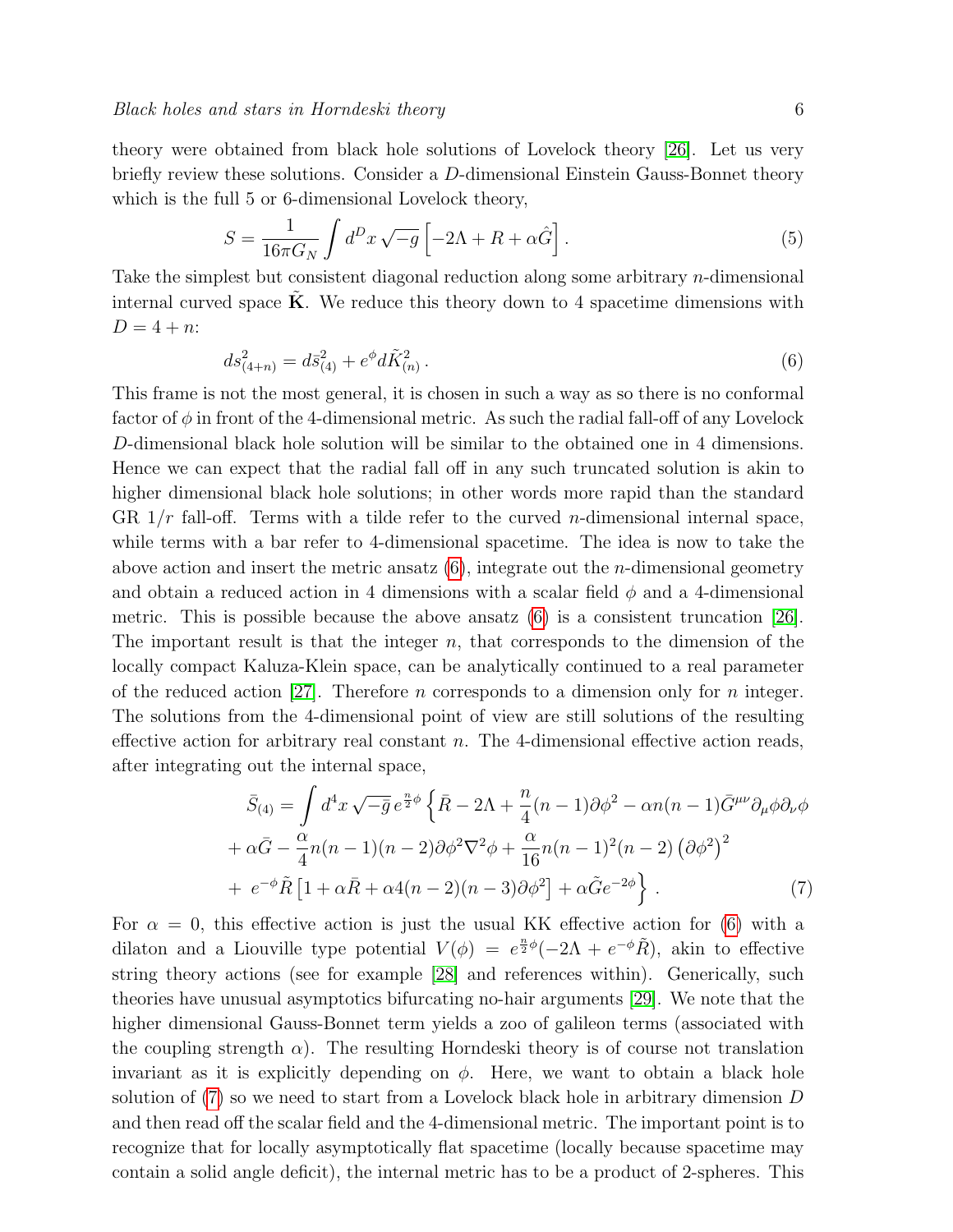theory were obtained from black hole solutions of Lovelock theory [26]. Let us very briefly review these solutions. Consider a $D$-dimensional Einstein Gauss-Bonnet theory which is the full 5 or 6-dimensional Lovelock theory,

$$S = \frac{1}{16\pi G_N}\int d^D x\,\sqrt{-g}\left[-2\Lambda + R + \alpha \hat{G}\right]. \tag{5}$$

Take the simplest but consistent diagonal reduction along some arbitrary $n$-dimensional internal curved space $\tilde{\mathbf{K}}$. We reduce this theory down to 4 spacetime dimensions with $D = 4+n$:

$$ds^2_{(4+n)} = d\bar{s}^2_{(4)} + e^{\phi} d\tilde{K}^2_{(n)}\,. \tag{6}$$

This frame is not the most general, it is chosen in such a way as so there is no conformal factor of $\phi$ in front of the 4-dimensional metric. As such the radial fall-off of any Lovelock $D$-dimensional black hole solution will be similar to the obtained one in 4 dimensions. Hence we can expect that the radial fall off in any such truncated solution is akin to higher dimensional black hole solutions; in other words more rapid than the standard GR $1/r$ fall-off. Terms with a tilde refer to the curved $n$-dimensional internal space, while terms with a bar refer to 4-dimensional spacetime. The idea is now to take the above action and insert the metric ansatz (6), integrate out the $n$-dimensional geometry and obtain a reduced action in 4 dimensions with a scalar field $\phi$ and a 4-dimensional metric. This is possible because the above ansatz (6) is a consistent truncation [26]. The important result is that the integer $n$, that corresponds to the dimension of the locally compact Kaluza-Klein space, can be analytically continued to a real parameter of the reduced action [27]. Therefore $n$ corresponds to a dimension only for $n$ integer. The solutions from the 4-dimensional point of view are still solutions of the resulting effective action for arbitrary real constant $n$. The 4-dimensional effective action reads, after integrating out the internal space,

$$\begin{aligned}
\bar{S}_{(4)} = \int d^4x\,\sqrt{-\bar{g}}\,e^{\frac{n}{2}\phi}\Big\{&\bar{R} - 2\Lambda + \frac{n}{4}(n-1)\partial\phi^2 - \alpha n(n-1)\bar{G}^{\mu\nu}\partial_\mu\phi\partial_\nu\phi \\
&+ \alpha\bar{G} - \frac{\alpha}{4}n(n-1)(n-2)\partial\phi^2\nabla^2\phi + \frac{\alpha}{16}n(n-1)^2(n-2)\left(\partial\phi^2\right)^2 \\
&+ e^{-\phi}\tilde{R}\left[1 + \alpha\bar{R} + \alpha 4(n-2)(n-3)\partial\phi^2\right] + \alpha\tilde{G}e^{-2\phi}\Big\}\,.
\end{aligned} \tag{7}$$

For $\alpha = 0$, this effective action is just the usual KK effective action for (6) with a dilaton and a Liouville type potential $V(\phi) = e^{\frac{n}{2}\phi}(-2\Lambda + e^{-\phi}\tilde{R})$, akin to effective string theory actions (see for example [28] and references within). Generically, such theories have unusual asymptotics bifurcating no-hair arguments [29]. We note that the higher dimensional Gauss-Bonnet term yields a zoo of galileon terms (associated with the coupling strength $\alpha$). The resulting Horndeski theory is of course not translation invariant as it is explicitly depending on $\phi$. Here, we want to obtain a black hole solution of (7) so we need to start from a Lovelock black hole in arbitrary dimension $D$ and then read off the scalar field and the 4-dimensional metric. The important point is to recognize that for locally asymptotically flat spacetime (locally because spacetime may contain a solid angle deficit), the internal metric has to be a product of 2-spheres. This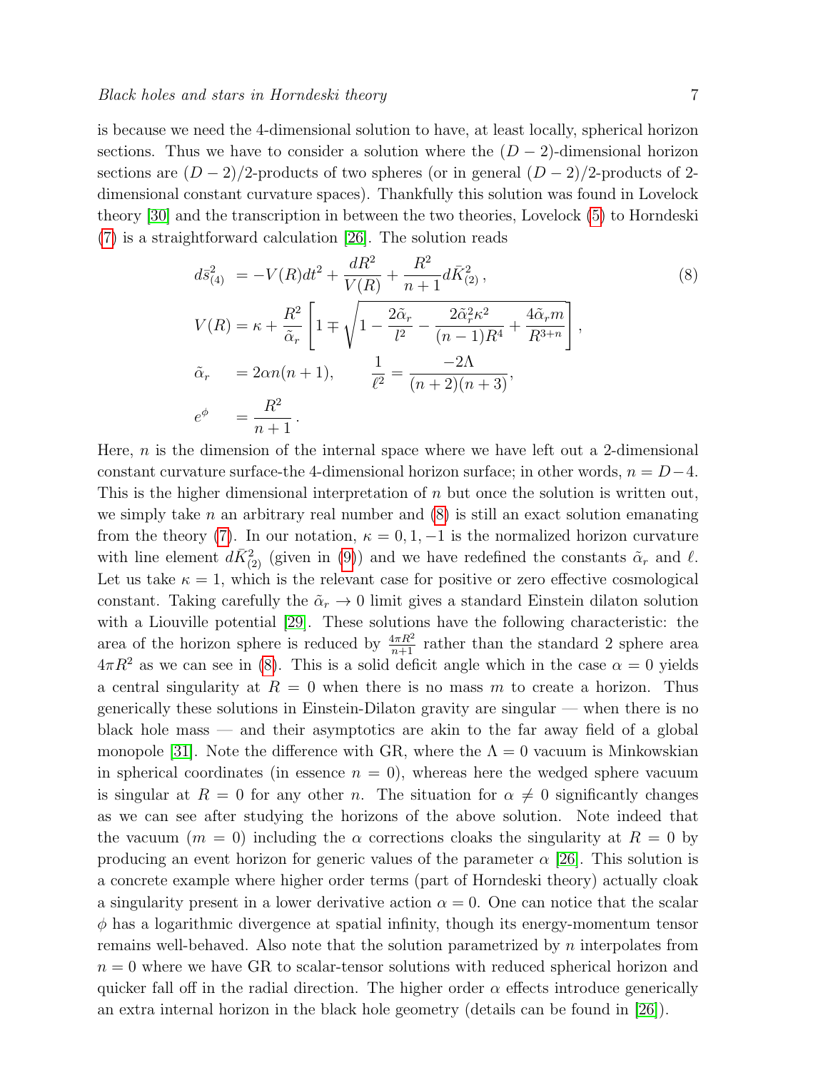is because we need the 4-dimensional solution to have, at least locally, spherical horizon sections. Thus we have to consider a solution where the $(D-2)$-dimensional horizon sections are $(D-2)/2$-products of two spheres (or in general $(D-2)/2$-products of 2-dimensional constant curvature spaces). Thankfully this solution was found in Lovelock theory [30] and the transcription in between the two theories, Lovelock (5) to Horndeski (7) is a straightforward calculation [26]. The solution reads

$$
\begin{aligned}
d\bar{s}^2_{(4)} &= -V(R)dt^2 + \frac{dR^2}{V(R)} + \frac{R^2}{n+1} d\bar{K}^2_{(2)}\,, \\
V(R) &= \kappa + \frac{R^2}{\tilde{\alpha}_r}\left[1 \mp \sqrt{1 - \frac{2\tilde{\alpha}_r}{l^2} - \frac{2\tilde{\alpha}_r^2\kappa^2}{(n-1)R^4} + \frac{4\tilde{\alpha}_r m}{R^{3+n}}}\right], \\
\tilde{\alpha}_r &= 2\alpha n(n+1), \qquad \frac{1}{\ell^2} = \frac{-2\Lambda}{(n+2)(n+3)}, \\
e^{\phi} &= \frac{R^2}{n+1}\,.
\end{aligned}
\tag{8}
$$

Here, $n$ is the dimension of the internal space where we have left out a 2-dimensional constant curvature surface-the 4-dimensional horizon surface; in other words, $n = D-4$. This is the higher dimensional interpretation of $n$ but once the solution is written out, we simply take $n$ an arbitrary real number and (8) is still an exact solution emanating from the theory (7). In our notation, $\kappa = 0, 1, -1$ is the normalized horizon curvature with line element $d\bar{K}^2_{(2)}$ (given in (9)) and we have redefined the constants $\tilde{\alpha}_r$ and $\ell$. Let us take $\kappa = 1$, which is the relevant case for positive or zero effective cosmological constant. Taking carefully the $\tilde{\alpha}_r \to 0$ limit gives a standard Einstein dilaton solution with a Liouville potential [29]. These solutions have the following characteristic: the area of the horizon sphere is reduced by $\frac{4\pi R^2}{n+1}$ rather than the standard 2 sphere area $4\pi R^2$ as we can see in (8). This is a solid deficit angle which in the case $\alpha = 0$ yields a central singularity at $R = 0$ when there is no mass $m$ to create a horizon. Thus generically these solutions in Einstein-Dilaton gravity are singular — when there is no black hole mass — and their asymptotics are akin to the far away field of a global monopole [31]. Note the difference with GR, where the $\Lambda = 0$ vacuum is Minkowskian in spherical coordinates (in essence $n = 0$), whereas here the wedged sphere vacuum is singular at $R = 0$ for any other $n$. The situation for $\alpha \neq 0$ significantly changes as we can see after studying the horizons of the above solution. Note indeed that the vacuum ($m = 0$) including the $\alpha$ corrections cloaks the singularity at $R = 0$ by producing an event horizon for generic values of the parameter $\alpha$ [26]. This solution is a concrete example where higher order terms (part of Horndeski theory) actually cloak a singularity present in a lower derivative action $\alpha = 0$. One can notice that the scalar $\phi$ has a logarithmic divergence at spatial infinity, though its energy-momentum tensor remains well-behaved. Also note that the solution parametrized by $n$ interpolates from $n = 0$ where we have GR to scalar-tensor solutions with reduced spherical horizon and quicker fall off in the radial direction. The higher order $\alpha$ effects introduce generically an extra internal horizon in the black hole geometry (details can be found in [26]).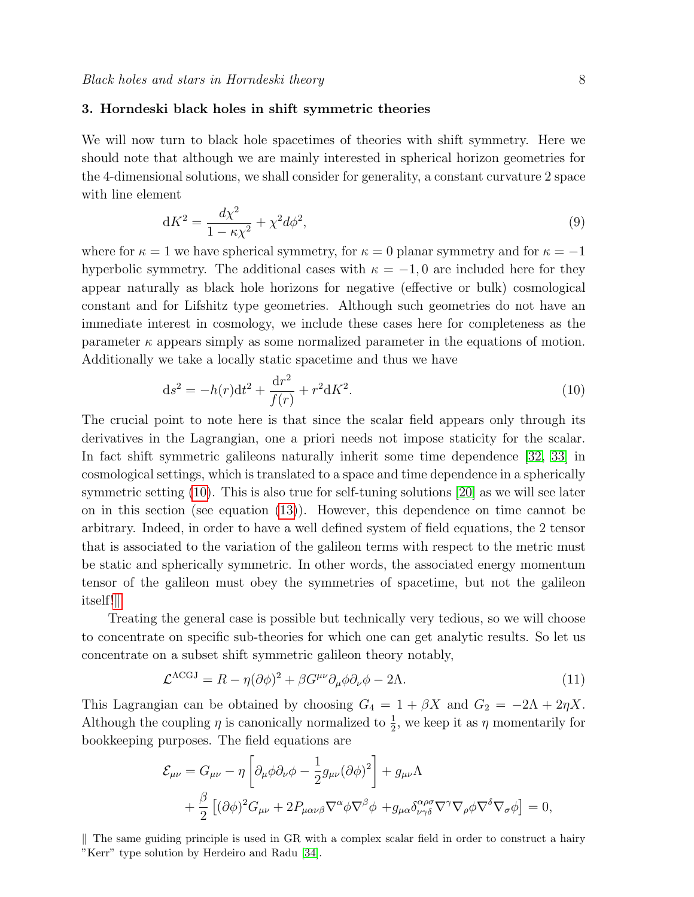### 3. Horndeski black holes in shift symmetric theories

We will now turn to black hole spacetimes of theories with shift symmetry. Here we should note that although we are mainly interested in spherical horizon geometries for the 4-dimensional solutions, we shall consider for generality, a constant curvature 2 space with line element

$$\mathrm{d}K^2 = \frac{d\chi^2}{1-\kappa\chi^2} + \chi^2 d\phi^2, \tag{9}$$

where for $\kappa = 1$ we have spherical symmetry, for $\kappa = 0$ planar symmetry and for $\kappa = -1$ hyperbolic symmetry. The additional cases with $\kappa = -1, 0$ are included here for they appear naturally as black hole horizons for negative (effective or bulk) cosmological constant and for Lifshitz type geometries. Although such geometries do not have an immediate interest in cosmology, we include these cases here for completeness as the parameter $\kappa$ appears simply as some normalized parameter in the equations of motion. Additionally we take a locally static spacetime and thus we have

$$\mathrm{d}s^2 = -h(r)\mathrm{d}t^2 + \frac{\mathrm{d}r^2}{f(r)} + r^2 \mathrm{d}K^2. \tag{10}$$

The crucial point to note here is that since the scalar field appears only through its derivatives in the Lagrangian, one a priori needs not impose staticity for the scalar. In fact shift symmetric galileons naturally inherit some time dependence [32, 33] in cosmological settings, which is translated to a space and time dependence in a spherically symmetric setting (10). This is also true for self-tuning solutions [20] as we will see later on in this section (see equation (13)). However, this dependence on time cannot be arbitrary. Indeed, in order to have a well defined system of field equations, the 2 tensor that is associated to the variation of the galileon terms with respect to the metric must be static and spherically symmetric. In other words, the associated energy momentum tensor of the galileon must obey the symmetries of spacetime, but not the galileon itself!‖

Treating the general case is possible but technically very tedious, so we will choose to concentrate on specific sub-theories for which one can get analytic results. So let us concentrate on a subset shift symmetric galileon theory notably,

$$\mathcal{L}^{\Lambda\mathrm{CGJ}} = R - \eta(\partial\phi)^2 + \beta G^{\mu\nu}\partial_\mu\phi\partial_\nu\phi - 2\Lambda. \tag{11}$$

This Lagrangian can be obtained by choosing $G_4 = 1 + \beta X$ and $G_2 = -2\Lambda + 2\eta X$. Although the coupling $\eta$ is canonically normalized to $\frac{1}{2}$, we keep it as $\eta$ momentarily for bookkeeping purposes. The field equations are

$$\begin{aligned}
\mathcal{E}_{\mu\nu} &= G_{\mu\nu} - \eta\left[\partial_\mu\phi\partial_\nu\phi - \frac{1}{2}g_{\mu\nu}(\partial\phi)^2\right] + g_{\mu\nu}\Lambda \\
&+ \frac{\beta}{2}\left[(\partial\phi)^2 G_{\mu\nu} + 2P_{\mu\alpha\nu\beta}\nabla^\alpha\phi\nabla^\beta\phi + g_{\mu\alpha}\delta^{\alpha\rho\sigma}_{\nu\gamma\delta}\nabla^\gamma\nabla_\rho\phi\nabla^\delta\nabla_\sigma\phi\right] = 0,
\end{aligned}$$

‖ The same guiding principle is used in GR with a complex scalar field in order to construct a hairy "Kerr" type solution by Herdeiro and Radu [34].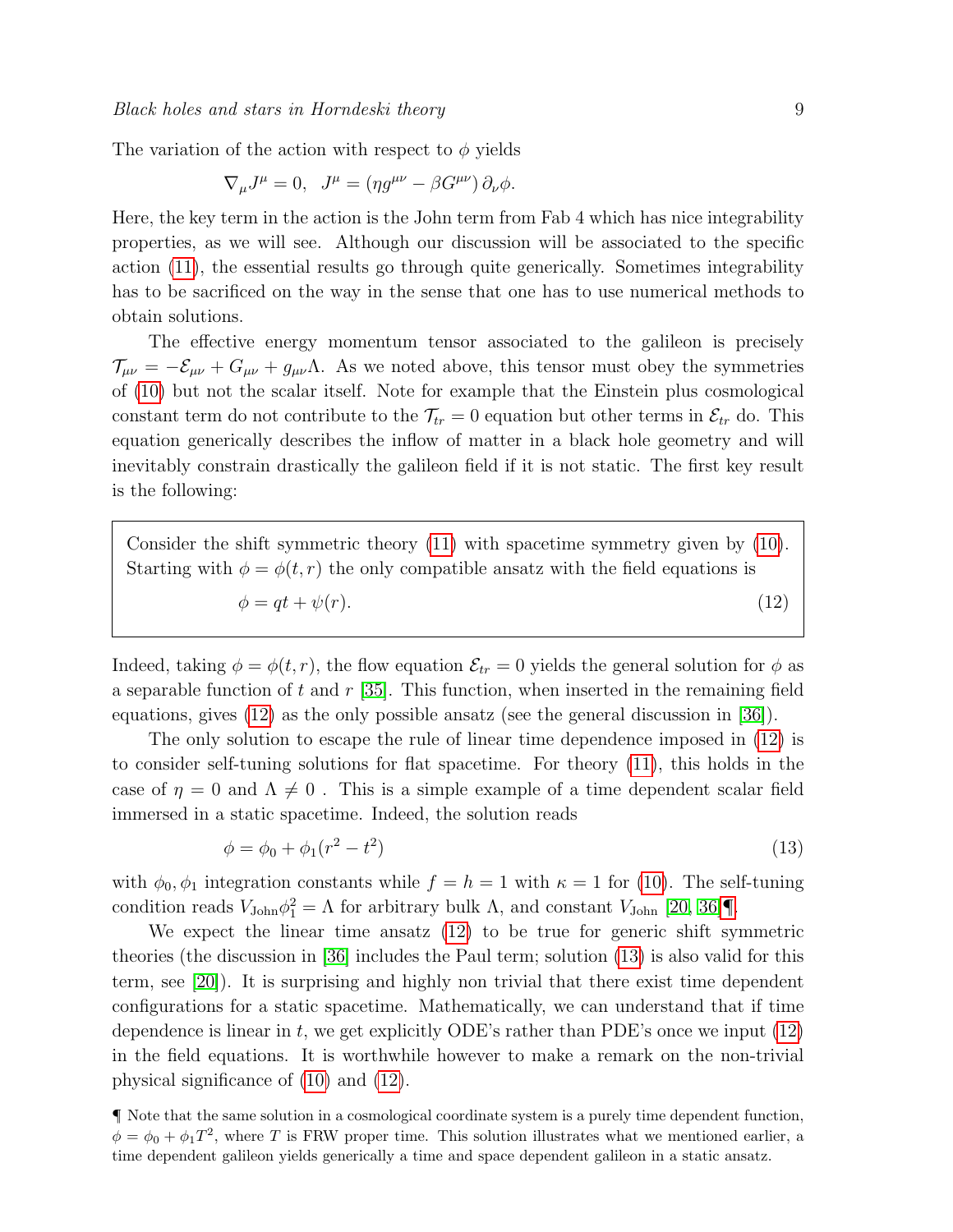The variation of the action with respect to $\phi$ yields

$$\nabla_\mu J^\mu = 0, \quad J^\mu = \left(\eta g^{\mu\nu} - \beta G^{\mu\nu}\right) \partial_\nu \phi.$$

Here, the key term in the action is the John term from Fab 4 which has nice integrability properties, as we will see. Although our discussion will be associated to the specific action (11), the essential results go through quite generically. Sometimes integrability has to be sacrificed on the way in the sense that one has to use numerical methods to obtain solutions.

The effective energy momentum tensor associated to the galileon is precisely $\mathcal{T}_{\mu\nu} = -\mathcal{E}_{\mu\nu} + G_{\mu\nu} + g_{\mu\nu}\Lambda$. As we noted above, this tensor must obey the symmetries of (10) but not the scalar itself. Note for example that the Einstein plus cosmological constant term do not contribute to the $\mathcal{T}_{tr} = 0$ equation but other terms in $\mathcal{E}_{tr}$ do. This equation generically describes the inflow of matter in a black hole geometry and will inevitably constrain drastically the galileon field if it is not static. The first key result is the following:

> Consider the shift symmetric theory (11) with spacetime symmetry given by (10). Starting with $\phi = \phi(t, r)$ the only compatible ansatz with the field equations is
>
> $$\phi = qt + \psi(r). \tag{12}$$

Indeed, taking $\phi = \phi(t, r)$, the flow equation $\mathcal{E}_{tr} = 0$ yields the general solution for $\phi$ as a separable function of $t$ and $r$ [35]. This function, when inserted in the remaining field equations, gives (12) as the only possible ansatz (see the general discussion in [36]).

The only solution to escape the rule of linear time dependence imposed in (12) is to consider self-tuning solutions for flat spacetime. For theory (11), this holds in the case of $\eta = 0$ and $\Lambda \neq 0$ . This is a simple example of a time dependent scalar field immersed in a static spacetime. Indeed, the solution reads

$$\phi = \phi_0 + \phi_1 (r^2 - t^2) \tag{13}$$

with $\phi_0, \phi_1$ integration constants while $f = h = 1$ with $\kappa = 1$ for (10). The self-tuning condition reads $V_{\text{John}}\phi_1^2 = \Lambda$ for arbitrary bulk $\Lambda$, and constant $V_{\text{John}}$ [20, 36]¶.

We expect the linear time ansatz (12) to be true for generic shift symmetric theories (the discussion in [36] includes the Paul term; solution (13) is also valid for this term, see [20]). It is surprising and highly non trivial that there exist time dependent configurations for a static spacetime. Mathematically, we can understand that if time dependence is linear in $t$, we get explicitly ODE's rather than PDE's once we input (12) in the field equations. It is worthwhile however to make a remark on the non-trivial physical significance of (10) and (12).

¶ Note that the same solution in a cosmological coordinate system is a purely time dependent function, $\phi = \phi_0 + \phi_1 T^2$, where $T$ is FRW proper time. This solution illustrates what we mentioned earlier, a time dependent galileon yields generically a time and space dependent galileon in a static ansatz.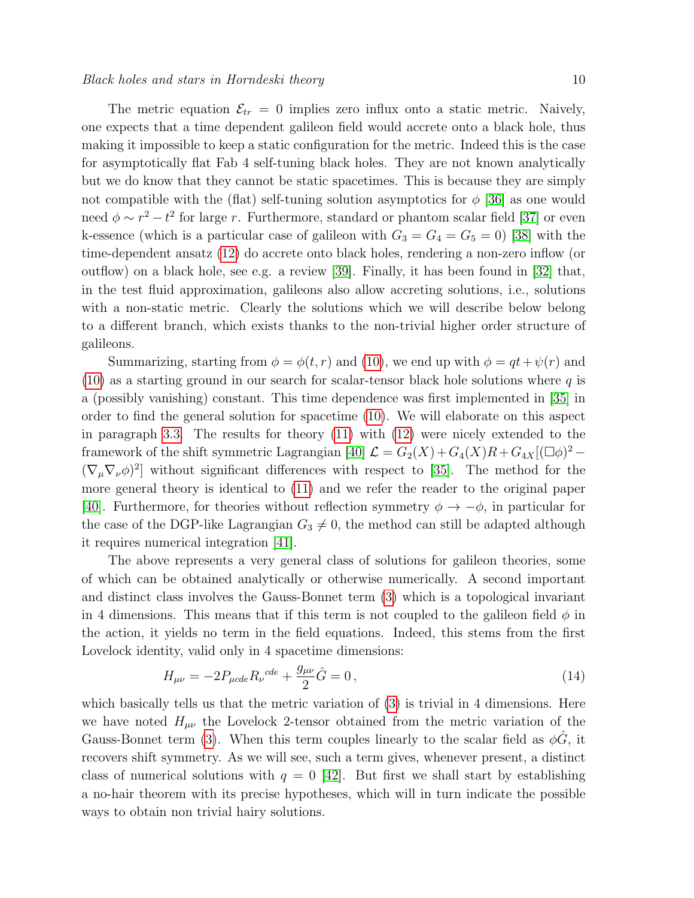The metric equation $\mathcal{E}_{tr} = 0$ implies zero influx onto a static metric. Naively, one expects that a time dependent galileon field would accrete onto a black hole, thus making it impossible to keep a static configuration for the metric. Indeed this is the case for asymptotically flat Fab 4 self-tuning black holes. They are not known analytically but we do know that they cannot be static spacetimes. This is because they are simply not compatible with the (flat) self-tuning solution asymptotics for $\phi$ [36] as one would need $\phi \sim r^2 - t^2$ for large $r$. Furthermore, standard or phantom scalar field [37] or even k-essence (which is a particular case of galileon with $G_3 = G_4 = G_5 = 0$) [38] with the time-dependent ansatz (12) do accrete onto black holes, rendering a non-zero inflow (or outflow) on a black hole, see e.g. a review [39]. Finally, it has been found in [32] that, in the test fluid approximation, galileons also allow accreting solutions, i.e., solutions with a non-static metric. Clearly the solutions which we will describe below belong to a different branch, which exists thanks to the non-trivial higher order structure of galileons.

Summarizing, starting from $\phi = \phi(t, r)$ and (10), we end up with $\phi = qt + \psi(r)$ and (10) as a starting ground in our search for scalar-tensor black hole solutions where $q$ is a (possibly vanishing) constant. This time dependence was first implemented in [35] in order to find the general solution for spacetime (10). We will elaborate on this aspect in paragraph 3.3. The results for theory (11) with (12) were nicely extended to the framework of the shift symmetric Lagrangian [40] $\mathcal{L} = G_2(X) + G_4(X)R + G_{4X}[(\Box\phi)^2 - (\nabla_\mu\nabla_\nu\phi)^2]$ without significant differences with respect to [35]. The method for the more general theory is identical to (11) and we refer the reader to the original paper [40]. Furthermore, for theories without reflection symmetry $\phi \to -\phi$, in particular for the case of the DGP-like Lagrangian $G_3 \neq 0$, the method can still be adapted although it requires numerical integration [41].

The above represents a very general class of solutions for galileon theories, some of which can be obtained analytically or otherwise numerically. A second important and distinct class involves the Gauss-Bonnet term (3) which is a topological invariant in 4 dimensions. This means that if this term is not coupled to the galileon field $\phi$ in the action, it yields no term in the field equations. Indeed, this stems from the first Lovelock identity, valid only in 4 spacetime dimensions:

$$H_{\mu\nu} = -2P_{\mu cde}R_\nu{}^{cde} + \frac{g_{\mu\nu}}{2}\hat{G} = 0\,, \tag{14}$$

which basically tells us that the metric variation of (3) is trivial in 4 dimensions. Here we have noted $H_{\mu\nu}$ the Lovelock 2-tensor obtained from the metric variation of the Gauss-Bonnet term (3). When this term couples linearly to the scalar field as $\phi\hat{G}$, it recovers shift symmetry. As we will see, such a term gives, whenever present, a distinct class of numerical solutions with $q = 0$ [42]. But first we shall start by establishing a no-hair theorem with its precise hypotheses, which will in turn indicate the possible ways to obtain non trivial hairy solutions.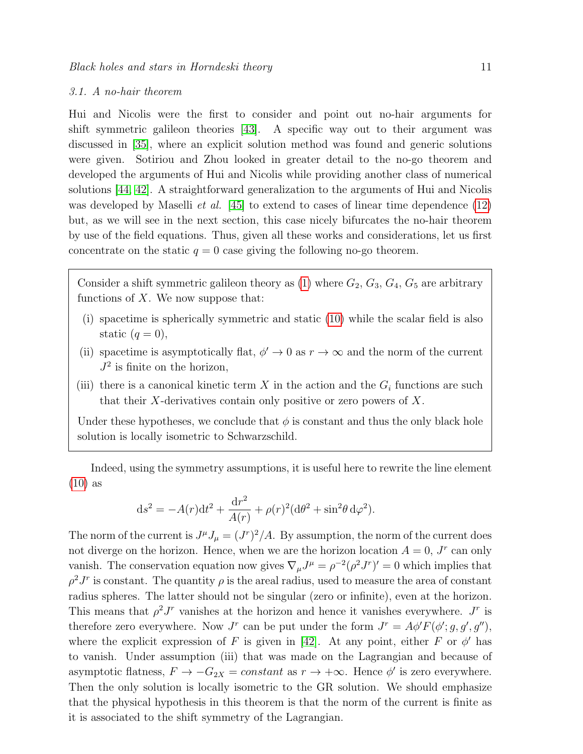### 3.1. A no-hair theorem

Hui and Nicolis were the first to consider and point out no-hair arguments for shift symmetric galileon theories [43]. A specific way out to their argument was discussed in [35], where an explicit solution method was found and generic solutions were given. Sotiriou and Zhou looked in greater detail to the no-go theorem and developed the arguments of Hui and Nicolis while providing another class of numerical solutions [44, 42]. A straightforward generalization to the arguments of Hui and Nicolis was developed by Maselli *et al.* [45] to extend to cases of linear time dependence (12) but, as we will see in the next section, this case nicely bifurcates the no-hair theorem by use of the field equations. Thus, given all these works and considerations, let us first concentrate on the static $q = 0$ case giving the following no-go theorem.

> Consider a shift symmetric galileon theory as (1) where $G_2$, $G_3$, $G_4$, $G_5$ are arbitrary functions of $X$. We now suppose that:
>
> (i) spacetime is spherically symmetric and static (10) while the scalar field is also static ($q = 0$),
>
> (ii) spacetime is asymptotically flat, $\phi' \to 0$ as $r \to \infty$ and the norm of the current $J^2$ is finite on the horizon,
>
> (iii) there is a canonical kinetic term $X$ in the action and the $G_i$ functions are such that their $X$-derivatives contain only positive or zero powers of $X$.
>
> Under these hypotheses, we conclude that $\phi$ is constant and thus the only black hole solution is locally isometric to Schwarzschild.

Indeed, using the symmetry assumptions, it is useful here to rewrite the line element (10) as

$$\mathrm{d}s^2 = -A(r)\mathrm{d}t^2 + \frac{\mathrm{d}r^2}{A(r)} + \rho(r)^2(\mathrm{d}\theta^2 + \sin^2\theta\,\mathrm{d}\varphi^2).$$

The norm of the current is $J^\mu J_\mu = (J^r)^2/A$. By assumption, the norm of the current does not diverge on the horizon. Hence, when we are the horizon location $A = 0$, $J^r$ can only vanish. The conservation equation now gives $\nabla_\mu J^\mu = \rho^{-2}(\rho^2 J^r)' = 0$ which implies that $\rho^2 J^r$ is constant. The quantity $\rho$ is the areal radius, used to measure the area of constant radius spheres. The latter should not be singular (zero or infinite), even at the horizon. This means that $\rho^2 J^r$ vanishes at the horizon and hence it vanishes everywhere. $J^r$ is therefore zero everywhere. Now $J^r$ can be put under the form $J^r = A\phi' F(\phi'; g, g', g'')$, where the explicit expression of $F$ is given in [42]. At any point, either $F$ or $\phi'$ has to vanish. Under assumption (iii) that was made on the Lagrangian and because of asymptotic flatness, $F \to -G_{2X} = \textit{constant}$ as $r \to +\infty$. Hence $\phi'$ is zero everywhere. Then the only solution is locally isometric to the GR solution. We should emphasize that the physical hypothesis in this theorem is that the norm of the current is finite as it is associated to the shift symmetry of the Lagrangian.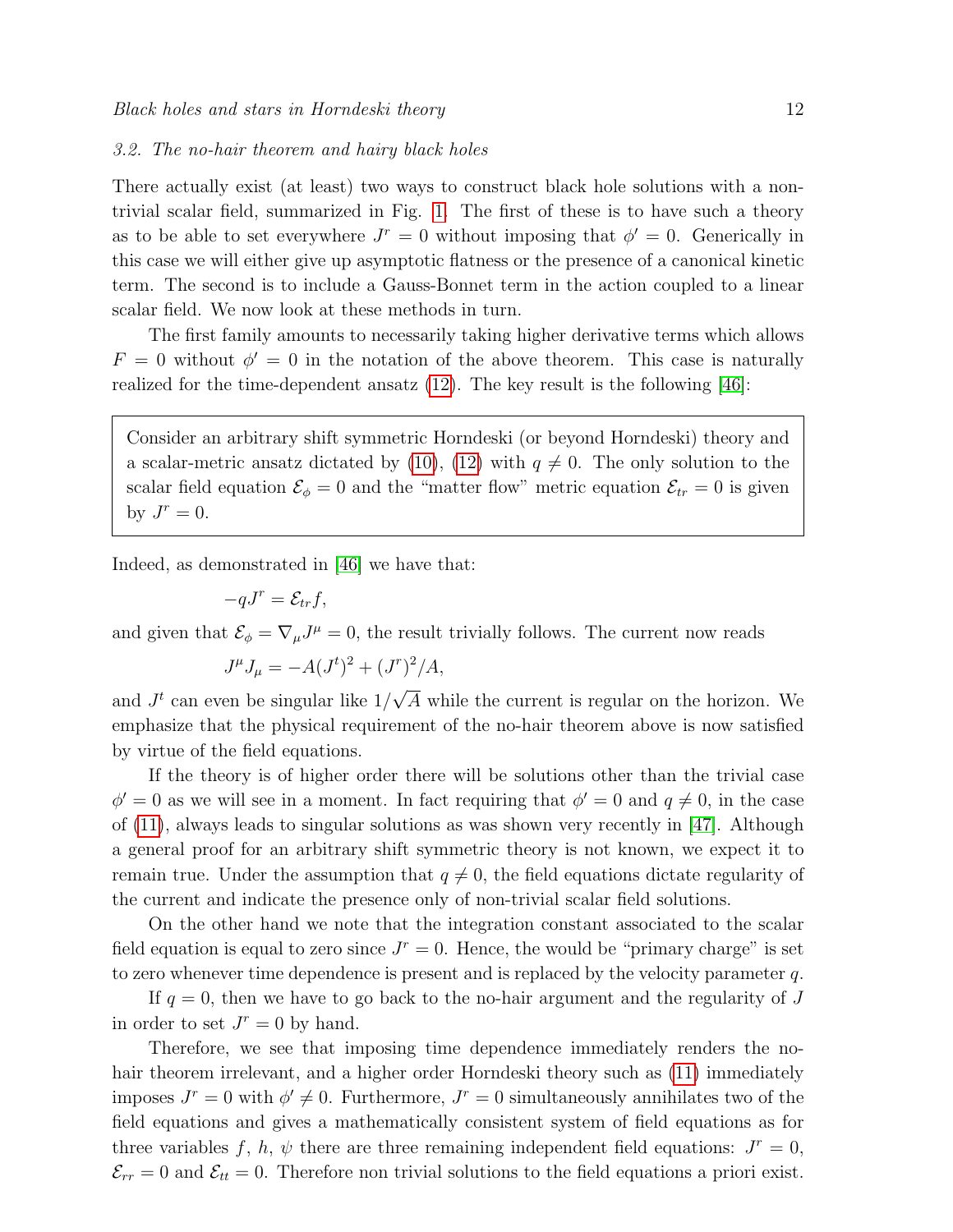### 3.2. The no-hair theorem and hairy black holes

There actually exist (at least) two ways to construct black hole solutions with a non-trivial scalar field, summarized in Fig. 1. The first of these is to have such a theory as to be able to set everywhere $J^r = 0$ without imposing that $\phi' = 0$. Generically in this case we will either give up asymptotic flatness or the presence of a canonical kinetic term. The second is to include a Gauss-Bonnet term in the action coupled to a linear scalar field. We now look at these methods in turn.

The first family amounts to necessarily taking higher derivative terms which allows $F = 0$ without $\phi' = 0$ in the notation of the above theorem. This case is naturally realized for the time-dependent ansatz (12). The key result is the following [46]:

> Consider an arbitrary shift symmetric Horndeski (or beyond Horndeski) theory and a scalar-metric ansatz dictated by (10), (12) with $q \neq 0$. The only solution to the scalar field equation $\mathcal{E}_\phi = 0$ and the "matter flow" metric equation $\mathcal{E}_{tr} = 0$ is given by $J^r = 0$.

Indeed, as demonstrated in [46] we have that:

$$-qJ^r = \mathcal{E}_{tr} f,$$

and given that $\mathcal{E}_\phi = \nabla_\mu J^\mu = 0$, the result trivially follows. The current now reads

$$J^\mu J_\mu = -A(J^t)^2 + (J^r)^2/A,$$

and $J^t$ can even be singular like $1/\sqrt{A}$ while the current is regular on the horizon. We emphasize that the physical requirement of the no-hair theorem above is now satisfied by virtue of the field equations.

If the theory is of higher order there will be solutions other than the trivial case $\phi' = 0$ as we will see in a moment. In fact requiring that $\phi' = 0$ and $q \neq 0$, in the case of (11), always leads to singular solutions as was shown very recently in [47]. Although a general proof for an arbitrary shift symmetric theory is not known, we expect it to remain true. Under the assumption that $q \neq 0$, the field equations dictate regularity of the current and indicate the presence only of non-trivial scalar field solutions.

On the other hand we note that the integration constant associated to the scalar field equation is equal to zero since $J^r = 0$. Hence, the would be "primary charge" is set to zero whenever time dependence is present and is replaced by the velocity parameter $q$.

If $q = 0$, then we have to go back to the no-hair argument and the regularity of $J$ in order to set $J^r = 0$ by hand.

Therefore, we see that imposing time dependence immediately renders the no-hair theorem irrelevant, and a higher order Horndeski theory such as (11) immediately imposes $J^r = 0$ with $\phi' \neq 0$. Furthermore, $J^r = 0$ simultaneously annihilates two of the field equations and gives a mathematically consistent system of field equations as for three variables $f$, $h$, $\psi$ there are three remaining independent field equations: $J^r = 0$, $\mathcal{E}_{rr} = 0$ and $\mathcal{E}_{tt} = 0$. Therefore non trivial solutions to the field equations a priori exist.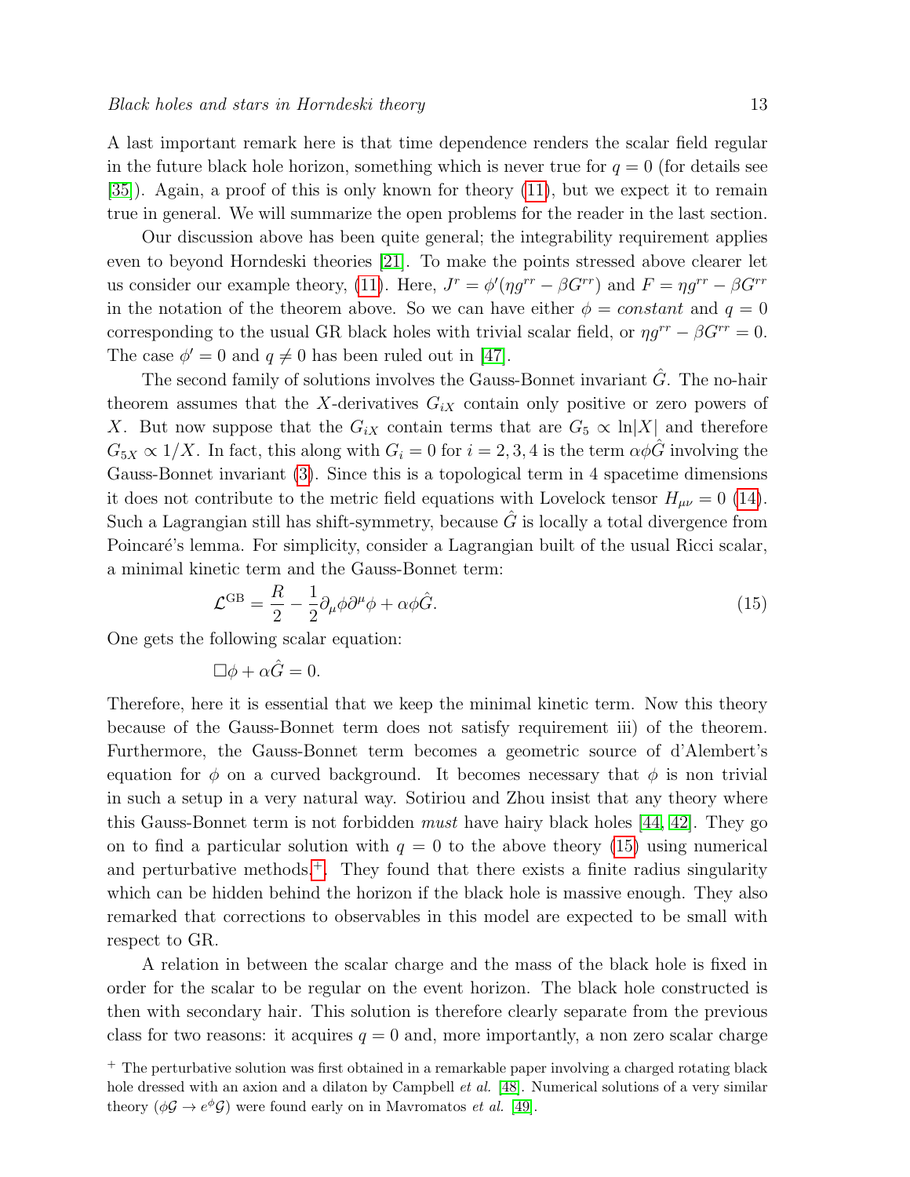A last important remark here is that time dependence renders the scalar field regular in the future black hole horizon, something which is never true for $q = 0$ (for details see [35]). Again, a proof of this is only known for theory (11), but we expect it to remain true in general. We will summarize the open problems for the reader in the last section.

Our discussion above has been quite general; the integrability requirement applies even to beyond Horndeski theories [21]. To make the points stressed above clearer let us consider our example theory, (11). Here, $J^r = \phi'(\eta g^{rr} - \beta G^{rr})$ and $F = \eta g^{rr} - \beta G^{rr}$ in the notation of the theorem above. So we can have either $\phi = constant$ and $q = 0$ corresponding to the usual GR black holes with trivial scalar field, or $\eta g^{rr} - \beta G^{rr} = 0$. The case $\phi' = 0$ and $q \neq 0$ has been ruled out in [47].

The second family of solutions involves the Gauss-Bonnet invariant $\hat{G}$. The no-hair theorem assumes that the $X$-derivatives $G_{iX}$ contain only positive or zero powers of $X$. But now suppose that the $G_{iX}$ contain terms that are $G_5 \propto \ln|X|$ and therefore $G_{5X} \propto 1/X$. In fact, this along with $G_i = 0$ for $i = 2, 3, 4$ is the term $\alpha\phi\hat{G}$ involving the Gauss-Bonnet invariant (3). Since this is a topological term in 4 spacetime dimensions it does not contribute to the metric field equations with Lovelock tensor $H_{\mu\nu} = 0$ (14). Such a Lagrangian still has shift-symmetry, because $\hat{G}$ is locally a total divergence from Poincaré's lemma. For simplicity, consider a Lagrangian built of the usual Ricci scalar, a minimal kinetic term and the Gauss-Bonnet term:

$$\mathcal{L}^{\mathrm{GB}} = \frac{R}{2} - \frac{1}{2}\partial_\mu\phi\partial^\mu\phi + \alpha\phi\hat{G}. \tag{15}$$

One gets the following scalar equation:

$$\Box\phi + \alpha\hat{G} = 0.$$

Therefore, here it is essential that we keep the minimal kinetic term. Now this theory because of the Gauss-Bonnet term does not satisfy requirement iii) of the theorem. Furthermore, the Gauss-Bonnet term becomes a geometric source of d'Alembert's equation for $\phi$ on a curved background. It becomes necessary that $\phi$ is non trivial in such a setup in a very natural way. Sotiriou and Zhou insist that any theory where this Gauss-Bonnet term is not forbidden *must* have hairy black holes [44, 42]. They go on to find a particular solution with $q = 0$ to the above theory (15) using numerical and perturbative methods.[+]. They found that there exists a finite radius singularity which can be hidden behind the horizon if the black hole is massive enough. They also remarked that corrections to observables in this model are expected to be small with respect to GR.

A relation in between the scalar charge and the mass of the black hole is fixed in order for the scalar to be regular on the event horizon. The black hole constructed is then with secondary hair. This solution is therefore clearly separate from the previous class for two reasons: it acquires $q = 0$ and, more importantly, a non zero scalar charge

[+] The perturbative solution was first obtained in a remarkable paper involving a charged rotating black hole dressed with an axion and a dilaton by Campbell *et al.* [48]. Numerical solutions of a very similar theory ($\phi\mathcal{G} \to e^{\phi}\mathcal{G}$) were found early on in Mavromatos *et al.* [49].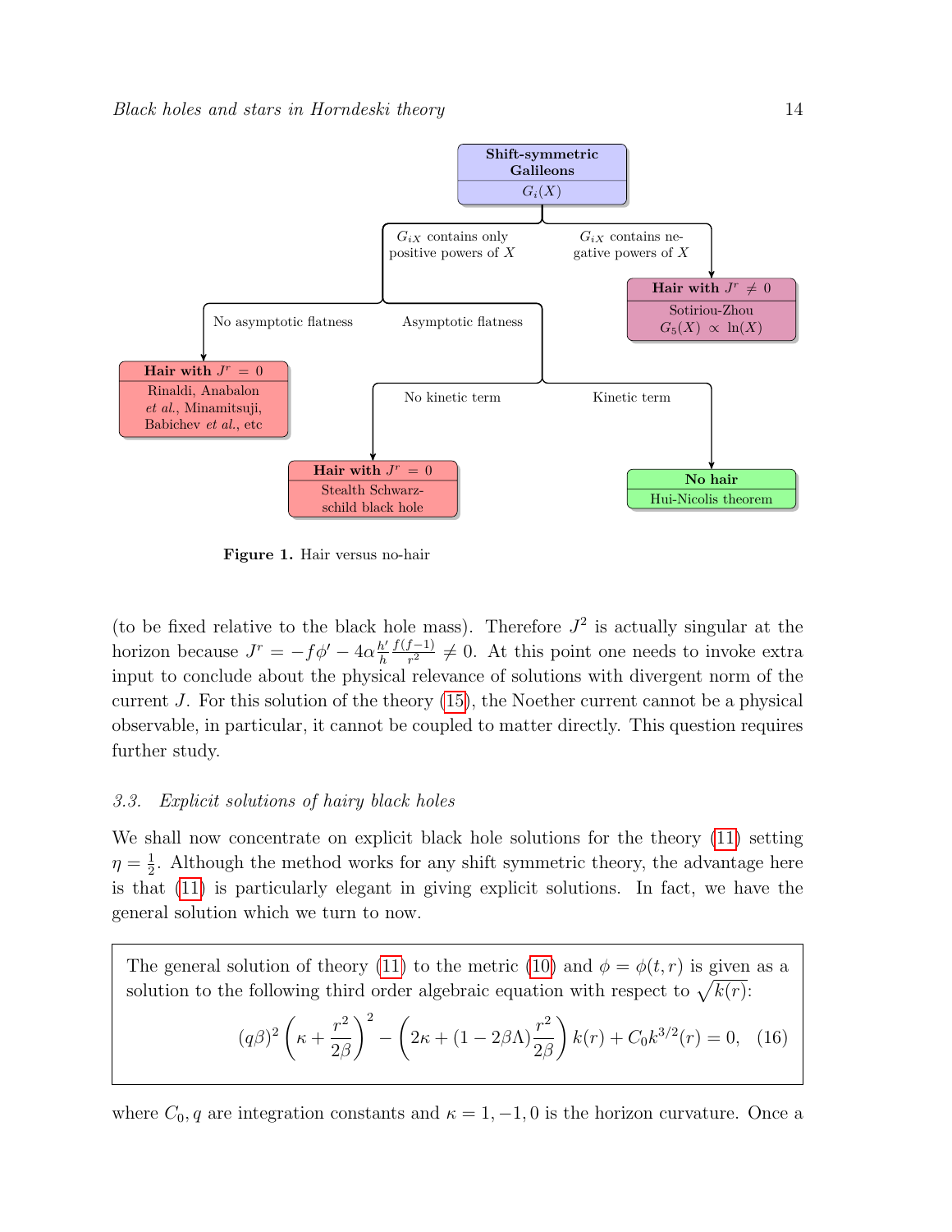- **Shift-symmetric Galileons** — $G_i(X)$
  - $G_{iX}$ contains only positive powers of $X$
    - No asymptotic flatness → **Hair with $J^r = 0$**: Rinaldi, Anabalon *et al.*, Minamitsuji, Babichev *et al.*, etc
    - Asymptotic flatness
      - No kinetic term → **Hair with $J^r = 0$**: Stealth Schwarzschild black hole
      - Kinetic term → **No hair**: Hui-Nicolis theorem
  - $G_{iX}$ contains negative powers of $X$ → **Hair with $J^r \neq 0$**: Sotiriou-Zhou $G_5(X) \propto \ln(X)$

**Figure 1.** Hair versus no-hair

(to be fixed relative to the black hole mass). Therefore $J^2$ is actually singular at the horizon because $J^r = -f\phi' - 4\alpha \frac{h'}{h}\frac{f(f-1)}{r^2} \neq 0$. At this point one needs to invoke extra input to conclude about the physical relevance of solutions with divergent norm of the current $J$. For this solution of the theory (15), the Noether current cannot be a physical observable, in particular, it cannot be coupled to matter directly. This question requires further study.

### 3.3. Explicit solutions of hairy black holes

We shall now concentrate on explicit black hole solutions for the theory (11) setting $\eta = \frac{1}{2}$. Although the method works for any shift symmetric theory, the advantage here is that (11) is particularly elegant in giving explicit solutions. In fact, we have the general solution which we turn to now.

> The general solution of theory (11) to the metric (10) and $\phi = \phi(t, r)$ is given as a solution to the following third order algebraic equation with respect to $\sqrt{k(r)}$:
>
> $$(q\beta)^2 \left(\kappa + \frac{r^2}{2\beta}\right)^2 - \left(2\kappa + (1 - 2\beta\Lambda)\frac{r^2}{2\beta}\right) k(r) + C_0 k^{3/2}(r) = 0, \quad (16)$$

where $C_0, q$ are integration constants and $\kappa = 1, -1, 0$ is the horizon curvature. Once a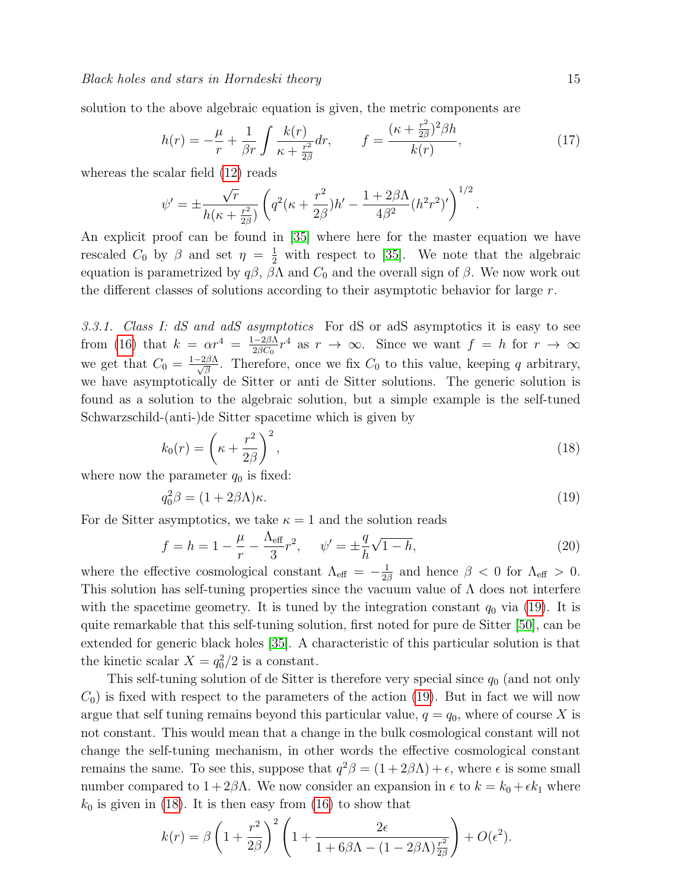solution to the above algebraic equation is given, the metric components are

$$h(r) = -\frac{\mu}{r} + \frac{1}{\beta r}\int \frac{k(r)}{\kappa + \frac{r^2}{2\beta}}dr, \qquad f = \frac{(\kappa + \frac{r^2}{2\beta})^2 \beta h}{k(r)}, \tag{17}$$

whereas the scalar field (12) reads

$$\psi' = \pm \frac{\sqrt{r}}{h(\kappa + \frac{r^2}{2\beta})}\left(q^2(\kappa + \frac{r^2}{2\beta})h' - \frac{1+2\beta\Lambda}{4\beta^2}(h^2r^2)'\right)^{1/2}.$$

An explicit proof can be found in [35] where here for the master equation we have rescaled $C_0$ by $\beta$ and set $\eta = \frac{1}{2}$ with respect to [35]. We note that the algebraic equation is parametrized by $q\beta$, $\beta\Lambda$ and $C_0$ and the overall sign of $\beta$. We now work out the different classes of solutions according to their asymptotic behavior for large $r$.

*3.3.1. Class I: dS and adS asymptotics* For dS or adS asymptotics it is easy to see from (16) that $k = \alpha r^4 = \frac{1-2\beta\Lambda}{2\beta C_0}r^4$ as $r \to \infty$. Since we want $f = h$ for $r \to \infty$ we get that $C_0 = \frac{1-2\beta\Lambda}{\sqrt{\beta}}$. Therefore, once we fix $C_0$ to this value, keeping $q$ arbitrary, we have asymptotically de Sitter or anti de Sitter solutions. The generic solution is found as a solution to the algebraic solution, but a simple example is the self-tuned Schwarzschild-(anti-)de Sitter spacetime which is given by

$$k_0(r) = \left(\kappa + \frac{r^2}{2\beta}\right)^2, \tag{18}$$

where now the parameter $q_0$ is fixed:

$$q_0^2\beta = (1+2\beta\Lambda)\kappa. \tag{19}$$

For de Sitter asymptotics, we take $\kappa = 1$ and the solution reads

$$f = h = 1 - \frac{\mu}{r} - \frac{\Lambda_{\text{eff}}}{3}r^2, \quad \psi' = \pm\frac{q}{h}\sqrt{1-h}, \tag{20}$$

where the effective cosmological constant $\Lambda_{\text{eff}} = -\frac{1}{2\beta}$ and hence $\beta < 0$ for $\Lambda_{\text{eff}} > 0$. This solution has self-tuning properties since the vacuum value of $\Lambda$ does not interfere with the spacetime geometry. It is tuned by the integration constant $q_0$ via (19). It is quite remarkable that this self-tuning solution, first noted for pure de Sitter [50], can be extended for generic black holes [35]. A characteristic of this particular solution is that the kinetic scalar $X = q_0^2/2$ is a constant.

This self-tuning solution of de Sitter is therefore very special since $q_0$ (and not only $C_0$) is fixed with respect to the parameters of the action (19). But in fact we will now argue that self tuning remains beyond this particular value, $q = q_0$, where of course $X$ is not constant. This would mean that a change in the bulk cosmological constant will not change the self-tuning mechanism, in other words the effective cosmological constant remains the same. To see this, suppose that $q^2\beta = (1+2\beta\Lambda) + \epsilon$, where $\epsilon$ is some small number compared to $1+2\beta\Lambda$. We now consider an expansion in $\epsilon$ to $k = k_0 + \epsilon k_1$ where $k_0$ is given in (18). It is then easy from (16) to show that

$$k(r) = \beta\left(1 + \frac{r^2}{2\beta}\right)^2\left(1 + \frac{2\epsilon}{1 + 6\beta\Lambda - (1-2\beta\Lambda)\frac{r^2}{2\beta}}\right) + O(\epsilon^2).$$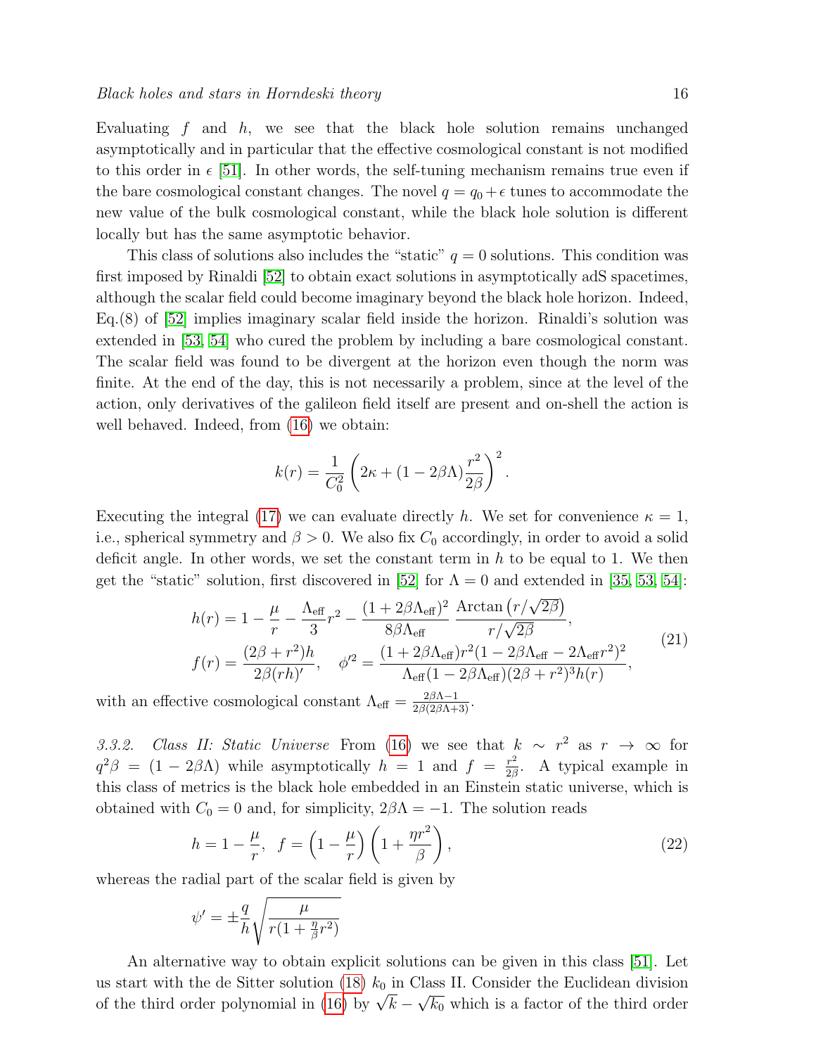Evaluating $f$ and $h$, we see that the black hole solution remains unchanged asymptotically and in particular that the effective cosmological constant is not modified to this order in $\epsilon$ [51]. In other words, the self-tuning mechanism remains true even if the bare cosmological constant changes. The novel $q = q_0 + \epsilon$ tunes to accommodate the new value of the bulk cosmological constant, while the black hole solution is different locally but has the same asymptotic behavior.

This class of solutions also includes the "static" $q = 0$ solutions. This condition was first imposed by Rinaldi [52] to obtain exact solutions in asymptotically adS spacetimes, although the scalar field could become imaginary beyond the black hole horizon. Indeed, Eq.(8) of [52] implies imaginary scalar field inside the horizon. Rinaldi's solution was extended in [53, 54] who cured the problem by including a bare cosmological constant. The scalar field was found to be divergent at the horizon even though the norm was finite. At the end of the day, this is not necessarily a problem, since at the level of the action, only derivatives of the galileon field itself are present and on-shell the action is well behaved. Indeed, from (16) we obtain:

$$k(r) = \frac{1}{C_0^2}\left(2\kappa + (1 - 2\beta\Lambda)\frac{r^2}{2\beta}\right)^2 .$$

Executing the integral (17) we can evaluate directly $h$. We set for convenience $\kappa = 1$, i.e., spherical symmetry and $\beta > 0$. We also fix $C_0$ accordingly, in order to avoid a solid deficit angle. In other words, we set the constant term in $h$ to be equal to 1. We then get the "static" solution, first discovered in [52] for $\Lambda = 0$ and extended in [35, 53, 54]:

$$\begin{aligned}
h(r) &= 1 - \frac{\mu}{r} - \frac{\Lambda_{\text{eff}}}{3}r^2 - \frac{(1+2\beta\Lambda_{\text{eff}})^2}{8\beta\Lambda_{\text{eff}}}\,\frac{\text{Arctan}\left(r/\sqrt{2\beta}\right)}{r/\sqrt{2\beta}}, \\
f(r) &= \frac{(2\beta + r^2)h}{2\beta(rh)'}, \quad \phi'^2 = \frac{(1+2\beta\Lambda_{\text{eff}})r^2(1 - 2\beta\Lambda_{\text{eff}} - 2\Lambda_{\text{eff}}r^2)^2}{\Lambda_{\text{eff}}(1-2\beta\Lambda_{\text{eff}})(2\beta + r^2)^3 h(r)},
\end{aligned} \tag{21}$$

with an effective cosmological constant $\Lambda_{\text{eff}} = \frac{2\beta\Lambda - 1}{2\beta(2\beta\Lambda+3)}$.

*3.3.2. Class II: Static Universe* From (16) we see that $k \sim r^2$ as $r \to \infty$ for $q^2\beta = (1 - 2\beta\Lambda)$ while asymptotically $h = 1$ and $f = \frac{r^2}{2\beta}$. A typical example in this class of metrics is the black hole embedded in an Einstein static universe, which is obtained with $C_0 = 0$ and, for simplicity, $2\beta\Lambda = -1$. The solution reads

$$h = 1 - \frac{\mu}{r}, \;\; f = \left(1 - \frac{\mu}{r}\right)\left(1 + \frac{\eta r^2}{\beta}\right), \tag{22}$$

whereas the radial part of the scalar field is given by

$$\psi' = \pm\frac{q}{h}\sqrt{\frac{\mu}{r(1 + \frac{\eta}{\beta}r^2)}}$$

An alternative way to obtain explicit solutions can be given in this class [51]. Let us start with the de Sitter solution (18) $k_0$ in Class II. Consider the Euclidean division of the third order polynomial in (16) by $\sqrt{k} - \sqrt{k_0}$ which is a factor of the third order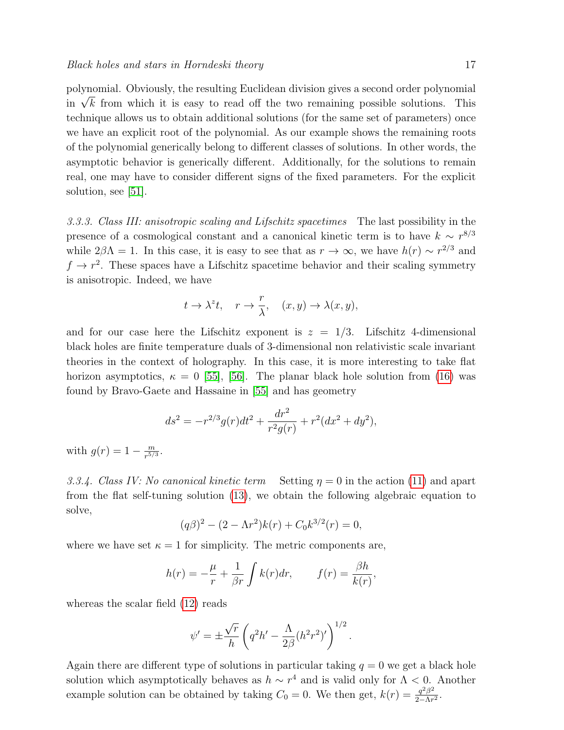polynomial. Obviously, the resulting Euclidean division gives a second order polynomial in $\sqrt{k}$ from which it is easy to read off the two remaining possible solutions. This technique allows us to obtain additional solutions (for the same set of parameters) once we have an explicit root of the polynomial. As our example shows the remaining roots of the polynomial generically belong to different classes of solutions. In other words, the asymptotic behavior is generically different. Additionally, for the solutions to remain real, one may have to consider different signs of the fixed parameters. For the explicit solution, see [51].

*3.3.3. Class III: anisotropic scaling and Lifschitz spacetimes* The last possibility in the presence of a cosmological constant and a canonical kinetic term is to have $k \sim r^{8/3}$ while $2\beta\Lambda = 1$. In this case, it is easy to see that as $r \to \infty$, we have $h(r) \sim r^{2/3}$ and $f \to r^2$. These spaces have a Lifschitz spacetime behavior and their scaling symmetry is anisotropic. Indeed, we have

$$t \to \lambda^z t, \quad r \to \frac{r}{\lambda}, \quad (x, y) \to \lambda(x, y),$$

and for our case here the Lifschitz exponent is $z = 1/3$. Lifschitz 4-dimensional black holes are finite temperature duals of 3-dimensional non relativistic scale invariant theories in the context of holography. In this case, it is more interesting to take flat horizon asymptotics, $\kappa = 0$ [55], [56]. The planar black hole solution from (16) was found by Bravo-Gaete and Hassaine in [55] and has geometry

$$ds^2 = -r^{2/3} g(r) dt^2 + \frac{dr^2}{r^2 g(r)} + r^2(dx^2 + dy^2),$$

with $g(r) = 1 - \frac{m}{r^{5/3}}$.

*3.3.4. Class IV: No canonical kinetic term* Setting $\eta = 0$ in the action (11) and apart from the flat self-tuning solution (13), we obtain the following algebraic equation to solve,

$$(q\beta)^2 - (2 - \Lambda r^2)k(r) + C_0 k^{3/2}(r) = 0,$$

where we have set $\kappa = 1$ for simplicity. The metric components are,

$$h(r) = -\frac{\mu}{r} + \frac{1}{\beta r}\int k(r)dr, \qquad f(r) = \frac{\beta h}{k(r)},$$

whereas the scalar field (12) reads

$$\psi' = \pm\frac{\sqrt{r}}{h}\left(q^2 h' - \frac{\Lambda}{2\beta}(h^2 r^2)'\right)^{1/2}.$$

Again there are different type of solutions in particular taking $q = 0$ we get a black hole solution which asymptotically behaves as $h \sim r^4$ and is valid only for $\Lambda < 0$. Another example solution can be obtained by taking $C_0 = 0$. We then get, $k(r) = \frac{q^2\beta^2}{2-\Lambda r^2}$.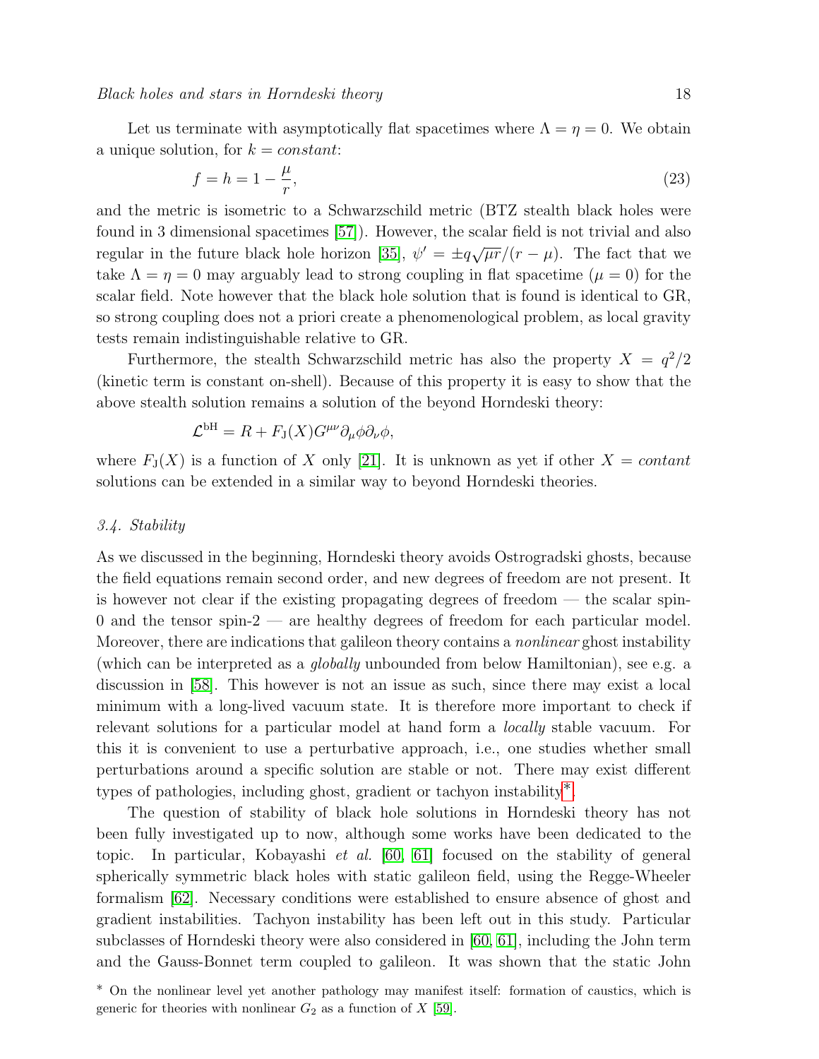Let us terminate with asymptotically flat spacetimes where $\Lambda = \eta = 0$. We obtain a unique solution, for $k = constant$:

$$f = h = 1 - \frac{\mu}{r}, \tag{23}$$

and the metric is isometric to a Schwarzschild metric (BTZ stealth black holes were found in 3 dimensional spacetimes [57]). However, the scalar field is not trivial and also regular in the future black hole horizon [35], $\psi' = \pm q\sqrt{\mu r}/(r - \mu)$. The fact that we take $\Lambda = \eta = 0$ may arguably lead to strong coupling in flat spacetime ($\mu = 0$) for the scalar field. Note however that the black hole solution that is found is identical to GR, so strong coupling does not a priori create a phenomenological problem, as local gravity tests remain indistinguishable relative to GR.

Furthermore, the stealth Schwarzschild metric has also the property $X = q^2/2$ (kinetic term is constant on-shell). Because of this property it is easy to show that the above stealth solution remains a solution of the beyond Horndeski theory:

$$\mathcal{L}^{\rm bH} = R + F_{\rm J}(X) G^{\mu\nu}\partial_\mu\phi\partial_\nu\phi,$$

where $F_{\rm J}(X)$ is a function of $X$ only [21]. It is unknown as yet if other $X = contant$ solutions can be extended in a similar way to beyond Horndeski theories.

### 3.4. Stability

As we discussed in the beginning, Horndeski theory avoids Ostrogradski ghosts, because the field equations remain second order, and new degrees of freedom are not present. It is however not clear if the existing propagating degrees of freedom — the scalar spin-0 and the tensor spin-2 — are healthy degrees of freedom for each particular model. Moreover, there are indications that galileon theory contains a *nonlinear* ghost instability (which can be interpreted as a *globally* unbounded from below Hamiltonian), see e.g. a discussion in [58]. This however is not an issue as such, since there may exist a local minimum with a long-lived vacuum state. It is therefore more important to check if relevant solutions for a particular model at hand form a *locally* stable vacuum. For this it is convenient to use a perturbative approach, i.e., one studies whether small perturbations around a specific solution are stable or not. There may exist different types of pathologies, including ghost, gradient or tachyon instability*.

The question of stability of black hole solutions in Horndeski theory has not been fully investigated up to now, although some works have been dedicated to the topic. In particular, Kobayashi *et al.* [60, 61] focused on the stability of general spherically symmetric black holes with static galileon field, using the Regge-Wheeler formalism [62]. Necessary conditions were established to ensure absence of ghost and gradient instabilities. Tachyon instability has been left out in this study. Particular subclasses of Horndeski theory were also considered in [60, 61], including the John term and the Gauss-Bonnet term coupled to galileon. It was shown that the static John

* On the nonlinear level yet another pathology may manifest itself: formation of caustics, which is generic for theories with nonlinear $G_2$ as a function of $X$ [59].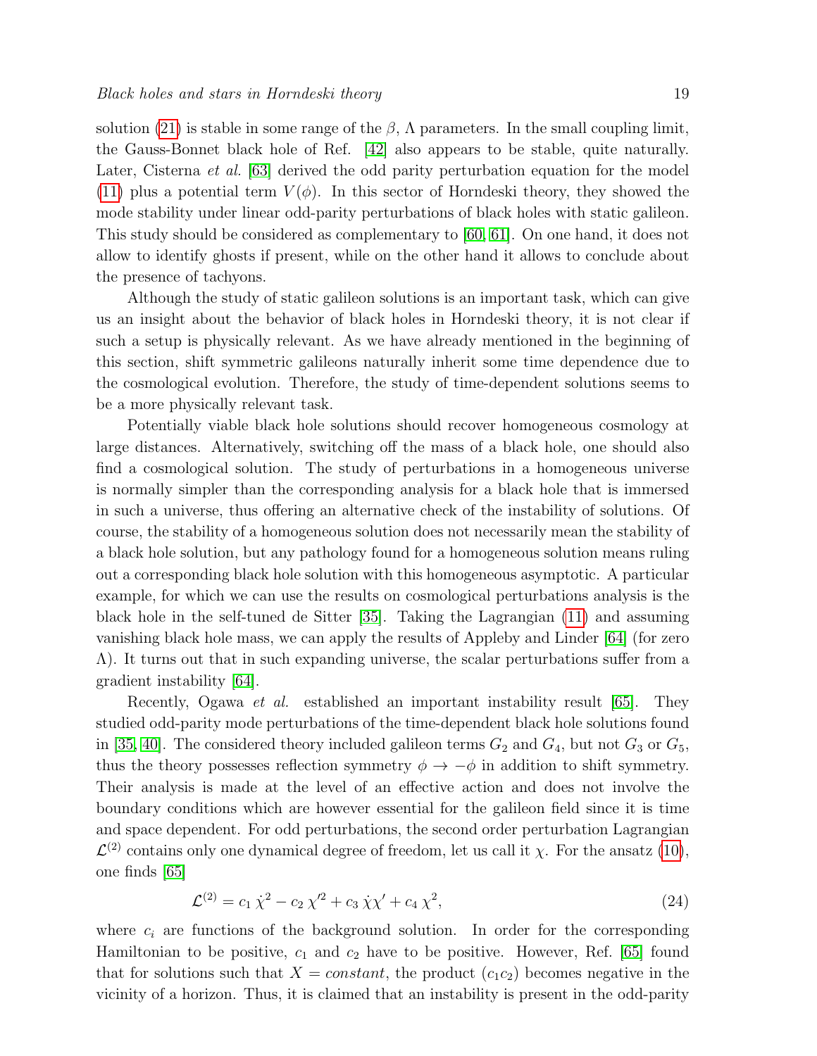solution (21) is stable in some range of the $\beta$, $\Lambda$ parameters. In the small coupling limit, the Gauss-Bonnet black hole of Ref. [42] also appears to be stable, quite naturally. Later, Cisterna *et al.* [63] derived the odd parity perturbation equation for the model (11) plus a potential term $V(\phi)$. In this sector of Horndeski theory, they showed the mode stability under linear odd-parity perturbations of black holes with static galileon. This study should be considered as complementary to [60, 61]. On one hand, it does not allow to identify ghosts if present, while on the other hand it allows to conclude about the presence of tachyons.

Although the study of static galileon solutions is an important task, which can give us an insight about the behavior of black holes in Horndeski theory, it is not clear if such a setup is physically relevant. As we have already mentioned in the beginning of this section, shift symmetric galileons naturally inherit some time dependence due to the cosmological evolution. Therefore, the study of time-dependent solutions seems to be a more physically relevant task.

Potentially viable black hole solutions should recover homogeneous cosmology at large distances. Alternatively, switching off the mass of a black hole, one should also find a cosmological solution. The study of perturbations in a homogeneous universe is normally simpler than the corresponding analysis for a black hole that is immersed in such a universe, thus offering an alternative check of the instability of solutions. Of course, the stability of a homogeneous solution does not necessarily mean the stability of a black hole solution, but any pathology found for a homogeneous solution means ruling out a corresponding black hole solution with this homogeneous asymptotic. A particular example, for which we can use the results on cosmological perturbations analysis is the black hole in the self-tuned de Sitter [35]. Taking the Lagrangian (11) and assuming vanishing black hole mass, we can apply the results of Appleby and Linder [64] (for zero $\Lambda$). It turns out that in such expanding universe, the scalar perturbations suffer from a gradient instability [64].

Recently, Ogawa *et al.* established an important instability result [65]. They studied odd-parity mode perturbations of the time-dependent black hole solutions found in [35, 40]. The considered theory included galileon terms $G_2$ and $G_4$, but not $G_3$ or $G_5$, thus the theory possesses reflection symmetry $\phi \to -\phi$ in addition to shift symmetry. Their analysis is made at the level of an effective action and does not involve the boundary conditions which are however essential for the galileon field since it is time and space dependent. For odd perturbations, the second order perturbation Lagrangian $\mathcal{L}^{(2)}$ contains only one dynamical degree of freedom, let us call it $\chi$. For the ansatz (10), one finds [65]

$$\mathcal{L}^{(2)} = c_1\,\dot{\chi}^2 - c_2\,\chi'^2 + c_3\,\dot{\chi}\chi' + c_4\,\chi^2, \tag{24}$$

where $c_i$ are functions of the background solution. In order for the corresponding Hamiltonian to be positive, $c_1$ and $c_2$ have to be positive. However, Ref. [65] found that for solutions such that $X = constant$, the product $(c_1 c_2)$ becomes negative in the vicinity of a horizon. Thus, it is claimed that an instability is present in the odd-parity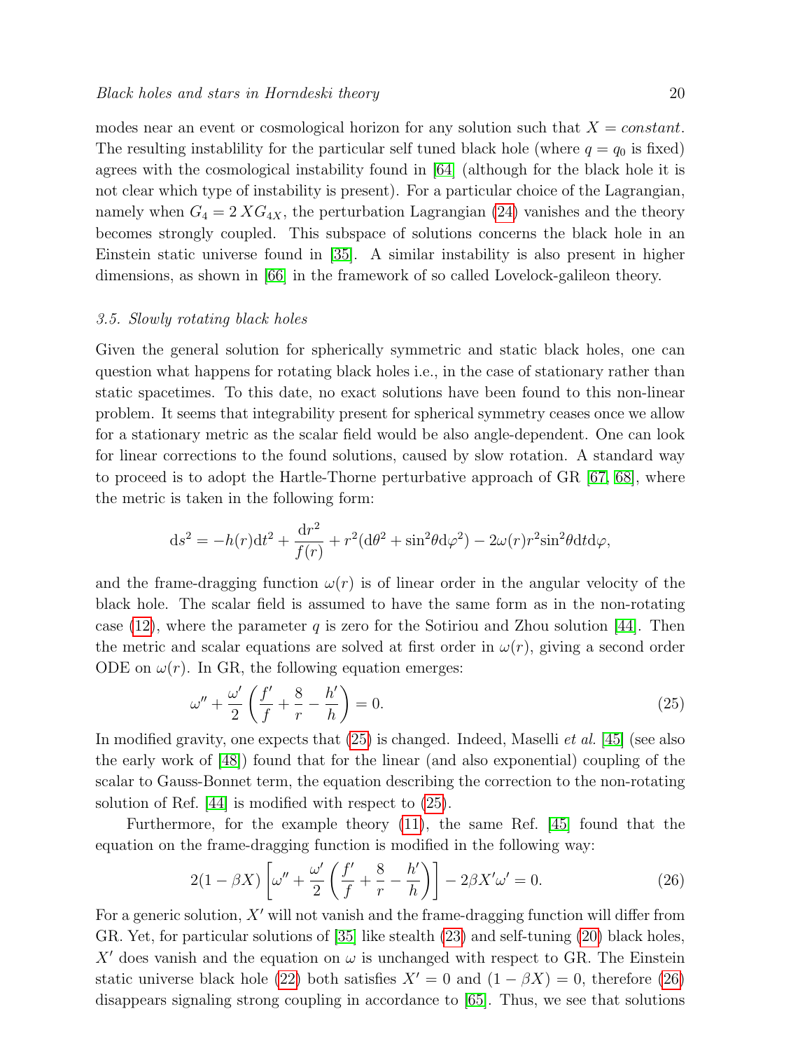modes near an event or cosmological horizon for any solution such that $X = constant$. The resulting instablility for the particular self tuned black hole (where $q = q_0$ is fixed) agrees with the cosmological instability found in [64] (although for the black hole it is not clear which type of instability is present). For a particular choice of the Lagrangian, namely when $G_4 = 2\,XG_{4X}$, the perturbation Lagrangian (24) vanishes and the theory becomes strongly coupled. This subspace of solutions concerns the black hole in an Einstein static universe found in [35]. A similar instability is also present in higher dimensions, as shown in [66] in the framework of so called Lovelock-galileon theory.

### 3.5. Slowly rotating black holes

Given the general solution for spherically symmetric and static black holes, one can question what happens for rotating black holes i.e., in the case of stationary rather than static spacetimes. To this date, no exact solutions have been found to this non-linear problem. It seems that integrability present for spherical symmetry ceases once we allow for a stationary metric as the scalar field would be also angle-dependent. One can look for linear corrections to the found solutions, caused by slow rotation. A standard way to proceed is to adopt the Hartle-Thorne perturbative approach of GR [67, 68], where the metric is taken in the following form:

$$\mathrm{d}s^2 = -h(r)\mathrm{d}t^2 + \frac{\mathrm{d}r^2}{f(r)} + r^2(\mathrm{d}\theta^2 + \sin^2\theta \mathrm{d}\varphi^2) - 2\omega(r) r^2 \sin^2\theta \mathrm{d}t\mathrm{d}\varphi,$$

and the frame-dragging function $\omega(r)$ is of linear order in the angular velocity of the black hole. The scalar field is assumed to have the same form as in the non-rotating case (12), where the parameter $q$ is zero for the Sotiriou and Zhou solution [44]. Then the metric and scalar equations are solved at first order in $\omega(r)$, giving a second order ODE on $\omega(r)$. In GR, the following equation emerges:

$$\omega'' + \frac{\omega'}{2}\left(\frac{f'}{f} + \frac{8}{r} - \frac{h'}{h}\right) = 0. \tag{25}$$

In modified gravity, one expects that (25) is changed. Indeed, Maselli *et al.* [45] (see also the early work of [48]) found that for the linear (and also exponential) coupling of the scalar to Gauss-Bonnet term, the equation describing the correction to the non-rotating solution of Ref. [44] is modified with respect to (25).

Furthermore, for the example theory (11), the same Ref. [45] found that the equation on the frame-dragging function is modified in the following way:

$$2(1-\beta X)\left[\omega'' + \frac{\omega'}{2}\left(\frac{f'}{f} + \frac{8}{r} - \frac{h'}{h}\right)\right] - 2\beta X'\omega' = 0. \tag{26}$$

For a generic solution, $X'$ will not vanish and the frame-dragging function will differ from GR. Yet, for particular solutions of [35] like stealth (23) and self-tuning (20) black holes, $X'$ does vanish and the equation on $\omega$ is unchanged with respect to GR. The Einstein static universe black hole (22) both satisfies $X' = 0$ and $(1 - \beta X) = 0$, therefore (26) disappears signaling strong coupling in accordance to [65]. Thus, we see that solutions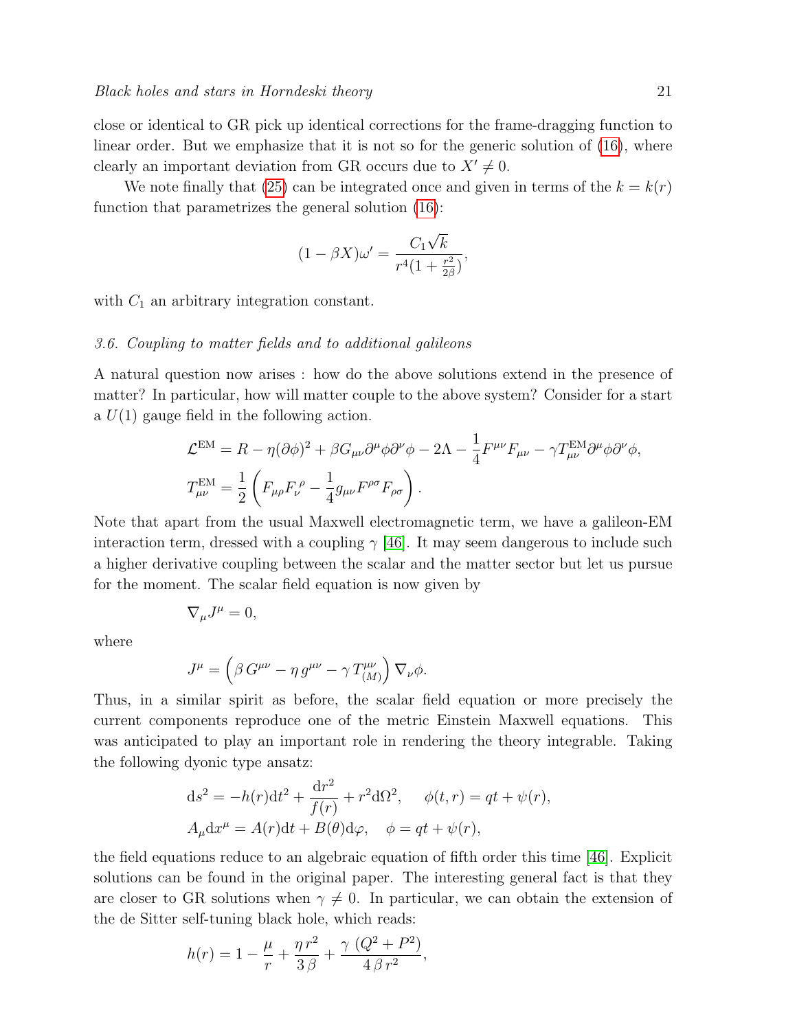close or identical to GR pick up identical corrections for the frame-dragging function to linear order. But we emphasize that it is not so for the generic solution of (16), where clearly an important deviation from GR occurs due to $X' \neq 0$.

We note finally that (25) can be integrated once and given in terms of the $k = k(r)$ function that parametrizes the general solution (16):

$$(1 - \beta X)\omega' = \frac{C_1 \sqrt{k}}{r^4 (1 + \frac{r^2}{2\beta})},$$

with $C_1$ an arbitrary integration constant.

### 3.6. Coupling to matter fields and to additional galileons

A natural question now arises : how do the above solutions extend in the presence of matter? In particular, how will matter couple to the above system? Consider for a start a $U(1)$ gauge field in the following action.

$$\mathcal{L}^{\mathrm{EM}} = R - \eta(\partial\phi)^2 + \beta G_{\mu\nu}\partial^\mu\phi\partial^\nu\phi - 2\Lambda - \frac{1}{4}F^{\mu\nu}F_{\mu\nu} - \gamma T^{\mathrm{EM}}_{\mu\nu}\partial^\mu\phi\partial^\nu\phi,$$
$$T^{\mathrm{EM}}_{\mu\nu} = \frac{1}{2}\left(F_{\mu\rho}F_\nu^{\ \rho} - \frac{1}{4}g_{\mu\nu}F^{\rho\sigma}F_{\rho\sigma}\right).$$

Note that apart from the usual Maxwell electromagnetic term, we have a galileon-EM interaction term, dressed with a coupling $\gamma$ [46]. It may seem dangerous to include such a higher derivative coupling between the scalar and the matter sector but let us pursue for the moment. The scalar field equation is now given by

$$\nabla_\mu J^\mu = 0,$$

where

$$J^\mu = \left(\beta\, G^{\mu\nu} - \eta\, g^{\mu\nu} - \gamma\, T^{\mu\nu}_{(M)}\right)\nabla_\nu\phi.$$

Thus, in a similar spirit as before, the scalar field equation or more precisely the current components reproduce one of the metric Einstein Maxwell equations. This was anticipated to play an important role in rendering the theory integrable. Taking the following dyonic type ansatz:

$$\mathrm{d}s^2 = -h(r)\mathrm{d}t^2 + \frac{\mathrm{d}r^2}{f(r)} + r^2\mathrm{d}\Omega^2, \qquad \phi(t,r) = qt + \psi(r),$$
$$A_\mu \mathrm{d}x^\mu = A(r)\mathrm{d}t + B(\theta)\mathrm{d}\varphi, \quad \phi = qt + \psi(r),$$

the field equations reduce to an algebraic equation of fifth order this time [46]. Explicit solutions can be found in the original paper. The interesting general fact is that they are closer to GR solutions when $\gamma \neq 0$. In particular, we can obtain the extension of the de Sitter self-tuning black hole, which reads:

$$h(r) = 1 - \frac{\mu}{r} + \frac{\eta\, r^2}{3\,\beta} + \frac{\gamma\,(Q^2 + P^2)}{4\,\beta\, r^2},$$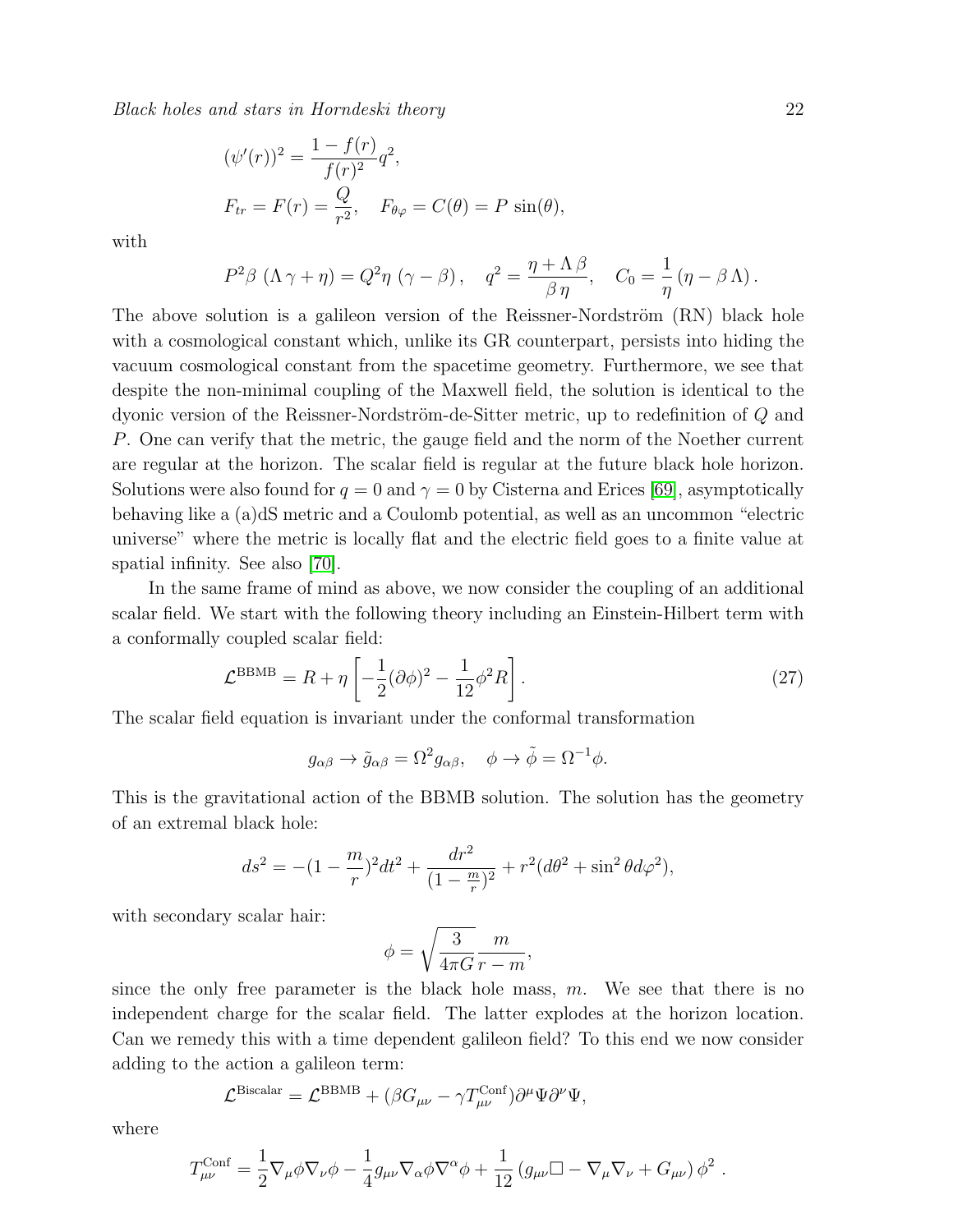$$(\psi'(r))^2 = \frac{1-f(r)}{f(r)^2} q^2,$$
$$F_{tr} = F(r) = \frac{Q}{r^2}, \quad F_{\theta\varphi} = C(\theta) = P \sin(\theta),$$

with

$$P^2 \beta \, (\Lambda \, \gamma + \eta) = Q^2 \eta \, (\gamma - \beta) \, , \quad q^2 = \frac{\eta + \Lambda \, \beta}{\beta \, \eta}, \quad C_0 = \frac{1}{\eta} \, (\eta - \beta \, \Lambda) \, .$$

The above solution is a galileon version of the Reissner-Nordström (RN) black hole with a cosmological constant which, unlike its GR counterpart, persists into hiding the vacuum cosmological constant from the spacetime geometry. Furthermore, we see that despite the non-minimal coupling of the Maxwell field, the solution is identical to the dyonic version of the Reissner-Nordström-de-Sitter metric, up to redefinition of $Q$ and $P$. One can verify that the metric, the gauge field and the norm of the Noether current are regular at the horizon. The scalar field is regular at the future black hole horizon. Solutions were also found for $q = 0$ and $\gamma = 0$ by Cisterna and Erices [69], asymptotically behaving like a (a)dS metric and a Coulomb potential, as well as an uncommon "electric universe" where the metric is locally flat and the electric field goes to a finite value at spatial infinity. See also [70].

In the same frame of mind as above, we now consider the coupling of an additional scalar field. We start with the following theory including an Einstein-Hilbert term with a conformally coupled scalar field:

$$\mathcal{L}^{\text{BBMB}} = R + \eta \left[ -\frac{1}{2} (\partial \phi)^2 - \frac{1}{12} \phi^2 R \right] . \tag{27}$$

The scalar field equation is invariant under the conformal transformation

$$g_{\alpha\beta} \to \tilde{g}_{\alpha\beta} = \Omega^2 g_{\alpha\beta}, \quad \phi \to \tilde{\phi} = \Omega^{-1} \phi.$$

This is the gravitational action of the BBMB solution. The solution has the geometry of an extremal black hole:

$$ds^2 = -(1 - \frac{m}{r})^2 dt^2 + \frac{dr^2}{(1 - \frac{m}{r})^2} + r^2 (d\theta^2 + \sin^2 \theta d\varphi^2),$$

with secondary scalar hair:

$$\phi = \sqrt{\frac{3}{4\pi G}} \frac{m}{r - m},$$

since the only free parameter is the black hole mass, $m$. We see that there is no independent charge for the scalar field. The latter explodes at the horizon location. Can we remedy this with a time dependent galileon field? To this end we now consider adding to the action a galileon term:

$$\mathcal{L}^{\text{Biscalar}} = \mathcal{L}^{\text{BBMB}} + (\beta G_{\mu\nu} - \gamma T^{\text{Conf}}_{\mu\nu}) \partial^\mu \Psi \partial^\nu \Psi,$$

where

$$T^{\text{Conf}}_{\mu\nu} = \frac{1}{2} \nabla_\mu \phi \nabla_\nu \phi - \frac{1}{4} g_{\mu\nu} \nabla_\alpha \phi \nabla^\alpha \phi + \frac{1}{12} \left( g_{\mu\nu} \Box - \nabla_\mu \nabla_\nu + G_{\mu\nu} \right) \phi^2 \; .$$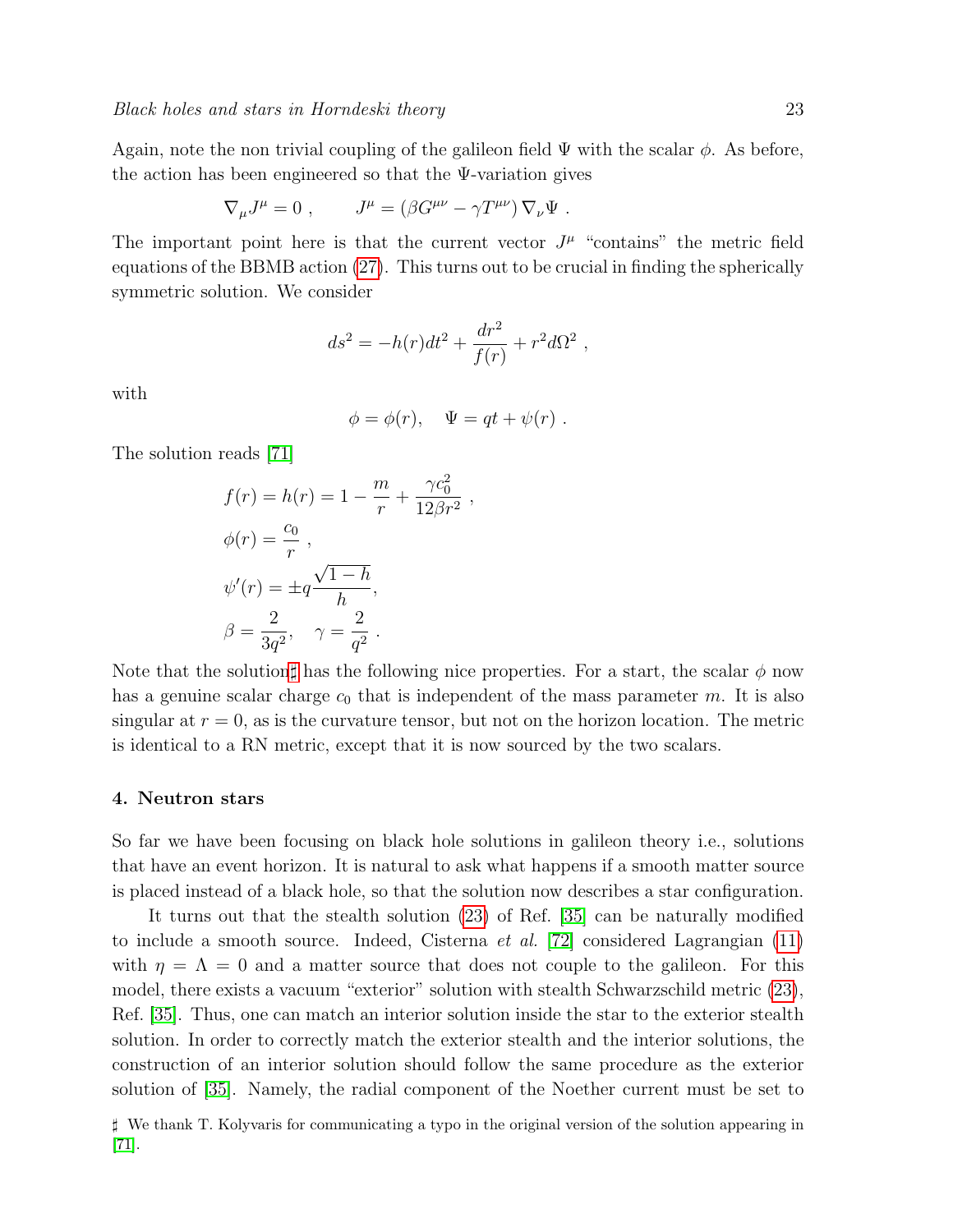Again, note the non trivial coupling of the galileon field $\Psi$ with the scalar $\phi$. As before, the action has been engineered so that the $\Psi$-variation gives

$$\nabla_\mu J^\mu = 0 \ , \qquad J^\mu = \left(\beta G^{\mu\nu} - \gamma T^{\mu\nu}\right)\nabla_\nu \Psi \ .$$

The important point here is that the current vector $J^\mu$ "contains" the metric field equations of the BBMB action (27). This turns out to be crucial in finding the spherically symmetric solution. We consider

$$ds^2 = -h(r)dt^2 + \frac{dr^2}{f(r)} + r^2 d\Omega^2 \ ,$$

with

$$\phi = \phi(r), \quad \Psi = qt + \psi(r) \ .$$

The solution reads [71]

$$\begin{aligned}
&f(r) = h(r) = 1 - \frac{m}{r} + \frac{\gamma c_0^2}{12\beta r^2} \ , \\
&\phi(r) = \frac{c_0}{r} \ , \\
&\psi'(r) = \pm q \frac{\sqrt{1-h}}{h}, \\
&\beta = \frac{2}{3q^2}, \quad \gamma = \frac{2}{q^2} \ .
\end{aligned}$$

Note that the solution♯ has the following nice properties. For a start, the scalar $\phi$ now has a genuine scalar charge $c_0$ that is independent of the mass parameter $m$. It is also singular at $r = 0$, as is the curvature tensor, but not on the horizon location. The metric is identical to a RN metric, except that it is now sourced by the two scalars.

## 4. Neutron stars

So far we have been focusing on black hole solutions in galileon theory i.e., solutions that have an event horizon. It is natural to ask what happens if a smooth matter source is placed instead of a black hole, so that the solution now describes a star configuration.

It turns out that the stealth solution (23) of Ref. [35] can be naturally modified to include a smooth source. Indeed, Cisterna *et al.* [72] considered Lagrangian (11) with $\eta = \Lambda = 0$ and a matter source that does not couple to the galileon. For this model, there exists a vacuum "exterior" solution with stealth Schwarzschild metric (23), Ref. [35]. Thus, one can match an interior solution inside the star to the exterior stealth solution. In order to correctly match the exterior stealth and the interior solutions, the construction of an interior solution should follow the same procedure as the exterior solution of [35]. Namely, the radial component of the Noether current must be set to

♯ We thank T. Kolyvaris for communicating a typo in the original version of the solution appearing in [71].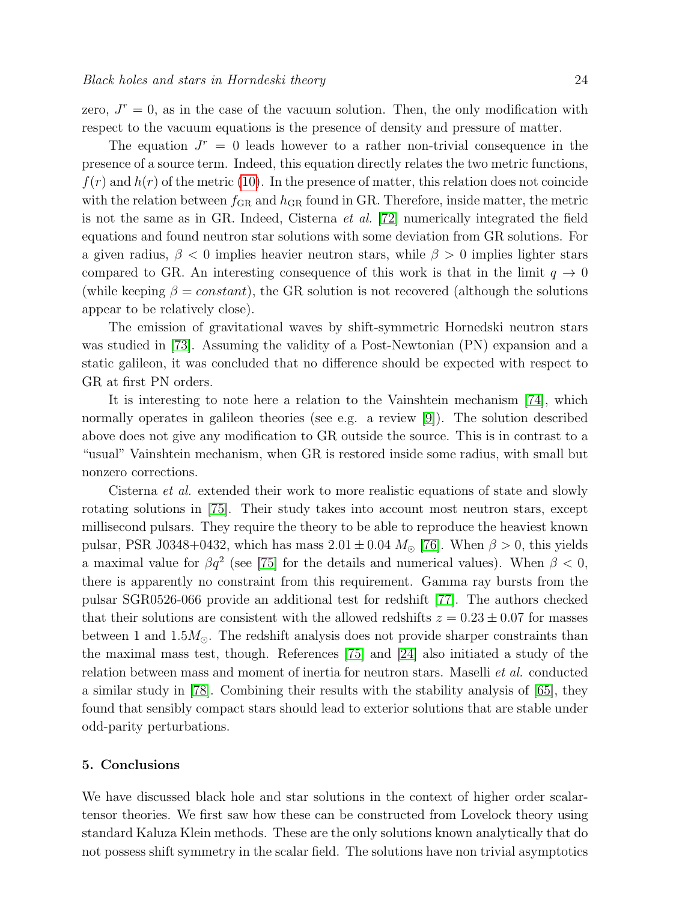zero, $J^r = 0$, as in the case of the vacuum solution. Then, the only modification with respect to the vacuum equations is the presence of density and pressure of matter.

The equation $J^r = 0$ leads however to a rather non-trivial consequence in the presence of a source term. Indeed, this equation directly relates the two metric functions, $f(r)$ and $h(r)$ of the metric (10). In the presence of matter, this relation does not coincide with the relation between $f_{\rm GR}$ and $h_{\rm GR}$ found in GR. Therefore, inside matter, the metric is not the same as in GR. Indeed, Cisterna *et al.* [72] numerically integrated the field equations and found neutron star solutions with some deviation from GR solutions. For a given radius, $\beta < 0$ implies heavier neutron stars, while $\beta > 0$ implies lighter stars compared to GR. An interesting consequence of this work is that in the limit $q \to 0$ (while keeping $\beta = constant$), the GR solution is not recovered (although the solutions appear to be relatively close).

The emission of gravitational waves by shift-symmetric Hornedski neutron stars was studied in [73]. Assuming the validity of a Post-Newtonian (PN) expansion and a static galileon, it was concluded that no difference should be expected with respect to GR at first PN orders.

It is interesting to note here a relation to the Vainshtein mechanism [74], which normally operates in galileon theories (see e.g. a review [9]). The solution described above does not give any modification to GR outside the source. This is in contrast to a "usual" Vainshtein mechanism, when GR is restored inside some radius, with small but nonzero corrections.

Cisterna *et al.* extended their work to more realistic equations of state and slowly rotating solutions in [75]. Their study takes into account most neutron stars, except millisecond pulsars. They require the theory to be able to reproduce the heaviest known pulsar, PSR J0348+0432, which has mass $2.01 \pm 0.04\ M_\odot$ [76]. When $\beta > 0$, this yields a maximal value for $\beta q^2$ (see [75] for the details and numerical values). When $\beta < 0$, there is apparently no constraint from this requirement. Gamma ray bursts from the pulsar SGR0526-066 provide an additional test for redshift [77]. The authors checked that their solutions are consistent with the allowed redshifts $z = 0.23 \pm 0.07$ for masses between 1 and $1.5 M_\odot$. The redshift analysis does not provide sharper constraints than the maximal mass test, though. References [75] and [24] also initiated a study of the relation between mass and moment of inertia for neutron stars. Maselli *et al.* conducted a similar study in [78]. Combining their results with the stability analysis of [65], they found that sensibly compact stars should lead to exterior solutions that are stable under odd-parity perturbations.

## 5. Conclusions

We have discussed black hole and star solutions in the context of higher order scalar-tensor theories. We first saw how these can be constructed from Lovelock theory using standard Kaluza Klein methods. These are the only solutions known analytically that do not possess shift symmetry in the scalar field. The solutions have non trivial asymptotics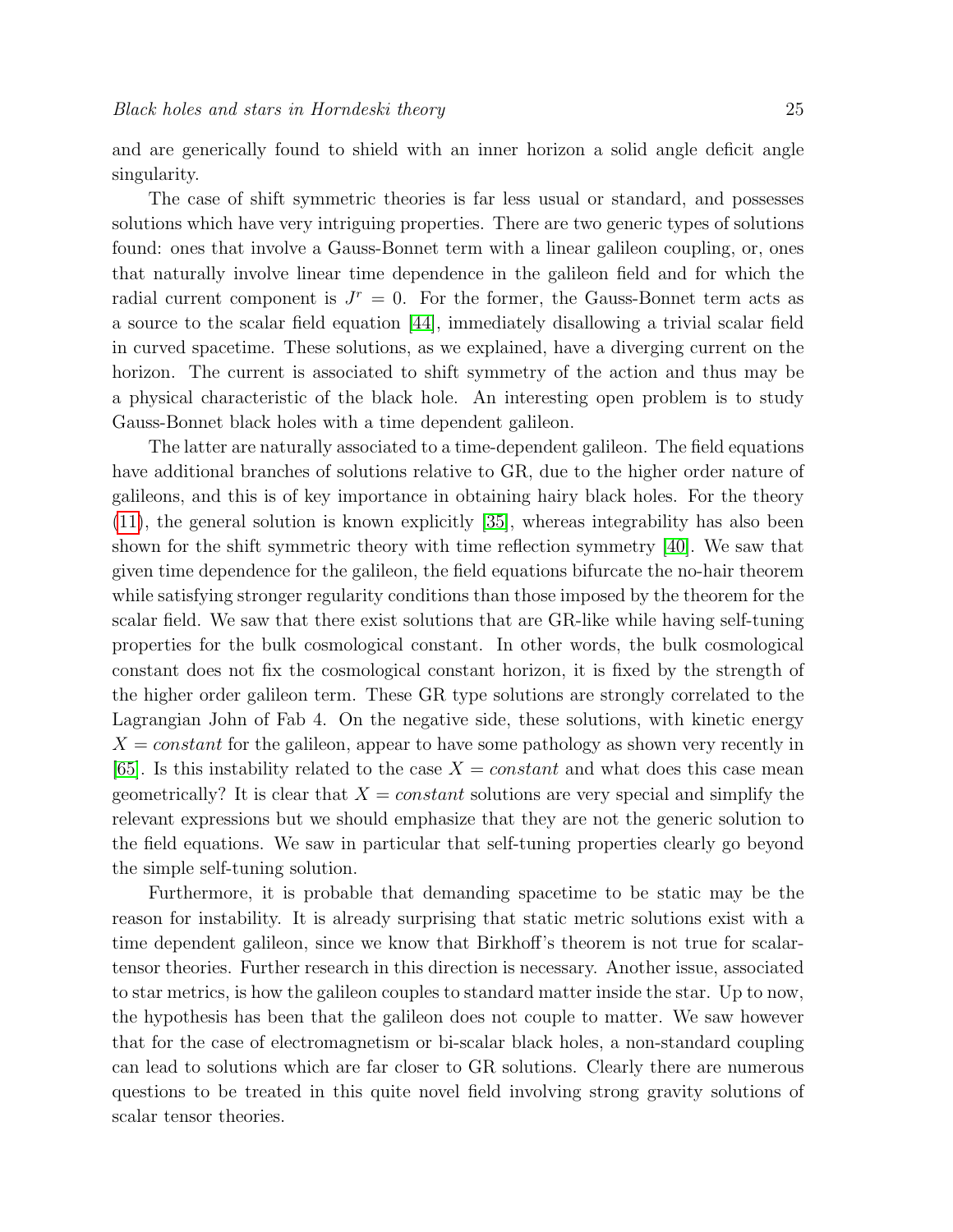and are generically found to shield with an inner horizon a solid angle deficit angle singularity.

The case of shift symmetric theories is far less usual or standard, and possesses solutions which have very intriguing properties. There are two generic types of solutions found: ones that involve a Gauss-Bonnet term with a linear galileon coupling, or, ones that naturally involve linear time dependence in the galileon field and for which the radial current component is $J^r = 0$. For the former, the Gauss-Bonnet term acts as a source to the scalar field equation [44], immediately disallowing a trivial scalar field in curved spacetime. These solutions, as we explained, have a diverging current on the horizon. The current is associated to shift symmetry of the action and thus may be a physical characteristic of the black hole. An interesting open problem is to study Gauss-Bonnet black holes with a time dependent galileon.

The latter are naturally associated to a time-dependent galileon. The field equations have additional branches of solutions relative to GR, due to the higher order nature of galileons, and this is of key importance in obtaining hairy black holes. For the theory (11), the general solution is known explicitly [35], whereas integrability has also been shown for the shift symmetric theory with time reflection symmetry [40]. We saw that given time dependence for the galileon, the field equations bifurcate the no-hair theorem while satisfying stronger regularity conditions than those imposed by the theorem for the scalar field. We saw that there exist solutions that are GR-like while having self-tuning properties for the bulk cosmological constant. In other words, the bulk cosmological constant does not fix the cosmological constant horizon, it is fixed by the strength of the higher order galileon term. These GR type solutions are strongly correlated to the Lagrangian John of Fab 4. On the negative side, these solutions, with kinetic energy $X = constant$ for the galileon, appear to have some pathology as shown very recently in [65]. Is this instability related to the case $X = constant$ and what does this case mean geometrically? It is clear that $X = constant$ solutions are very special and simplify the relevant expressions but we should emphasize that they are not the generic solution to the field equations. We saw in particular that self-tuning properties clearly go beyond the simple self-tuning solution.

Furthermore, it is probable that demanding spacetime to be static may be the reason for instability. It is already surprising that static metric solutions exist with a time dependent galileon, since we know that Birkhoff's theorem is not true for scalar-tensor theories. Further research in this direction is necessary. Another issue, associated to star metrics, is how the galileon couples to standard matter inside the star. Up to now, the hypothesis has been that the galileon does not couple to matter. We saw however that for the case of electromagnetism or bi-scalar black holes, a non-standard coupling can lead to solutions which are far closer to GR solutions. Clearly there are numerous questions to be treated in this quite novel field involving strong gravity solutions of scalar tensor theories.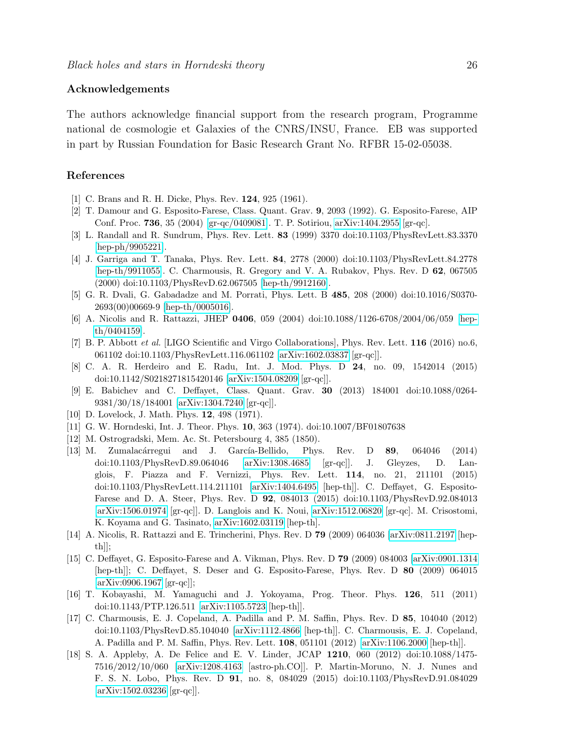## Acknowledgements

The authors acknowledge financial support from the research program, Programme national de cosmologie et Galaxies of the CNRS/INSU, France. EB was supported in part by Russian Foundation for Basic Research Grant No. RFBR 15-02-05038.

## References

- [1] C. Brans and R. H. Dicke, Phys. Rev. **124**, 925 (1961).
- [2] T. Damour and G. Esposito-Farese, Class. Quant. Grav. **9**, 2093 (1992). G. Esposito-Farese, AIP Conf. Proc. **736**, 35 (2004) [gr-qc/0409081]. T. P. Sotiriou, arXiv:1404.2955 [gr-qc].
- [3] L. Randall and R. Sundrum, Phys. Rev. Lett. **83** (1999) 3370 doi:10.1103/PhysRevLett.83.3370 [hep-ph/9905221].
- [4] J. Garriga and T. Tanaka, Phys. Rev. Lett. **84**, 2778 (2000) doi:10.1103/PhysRevLett.84.2778 [hep-th/9911055]. C. Charmousis, R. Gregory and V. A. Rubakov, Phys. Rev. D **62**, 067505 (2000) doi:10.1103/PhysRevD.62.067505 [hep-th/9912160].
- [5] G. R. Dvali, G. Gabadadze and M. Porrati, Phys. Lett. B **485**, 208 (2000) doi:10.1016/S0370-2693(00)00669-9 [hep-th/0005016].
- [6] A. Nicolis and R. Rattazzi, JHEP **0406**, 059 (2004) doi:10.1088/1126-6708/2004/06/059 [hep-th/0404159].
- [7] B. P. Abbott *et al.* [LIGO Scientific and Virgo Collaborations], Phys. Rev. Lett. **116** (2016) no.6, 061102 doi:10.1103/PhysRevLett.116.061102 [arXiv:1602.03837 [gr-qc]].
- [8] C. A. R. Herdeiro and E. Radu, Int. J. Mod. Phys. D **24**, no. 09, 1542014 (2015) doi:10.1142/S0218271815420146 [arXiv:1504.08209 [gr-qc]].
- [9] E. Babichev and C. Deffayet, Class. Quant. Grav. **30** (2013) 184001 doi:10.1088/0264-9381/30/18/184001 [arXiv:1304.7240 [gr-qc]].
- [10] D. Lovelock, J. Math. Phys. **12**, 498 (1971).
- [11] G. W. Horndeski, Int. J. Theor. Phys. **10**, 363 (1974). doi:10.1007/BF01807638
- [12] M. Ostrogradski, Mem. Ac. St. Petersbourg 4, 385 (1850).
- [13] M. Zumalacárregui and J. García-Bellido, Phys. Rev. D **89**, 064046 (2014) doi:10.1103/PhysRevD.89.064046 [arXiv:1308.4685 [gr-qc]]. J. Gleyzes, D. Langlois, F. Piazza and F. Vernizzi, Phys. Rev. Lett. **114**, no. 21, 211101 (2015) doi:10.1103/PhysRevLett.114.211101 [arXiv:1404.6495 [hep-th]]. C. Deffayet, G. Esposito-Farese and D. A. Steer, Phys. Rev. D **92**, 084013 (2015) doi:10.1103/PhysRevD.92.084013 [arXiv:1506.01974 [gr-qc]]. D. Langlois and K. Noui, arXiv:1512.06820 [gr-qc]. M. Crisostomi, K. Koyama and G. Tasinato, arXiv:1602.03119 [hep-th].
- [14] A. Nicolis, R. Rattazzi and E. Trincherini, Phys. Rev. D **79** (2009) 064036 [arXiv:0811.2197 [hep-th]];
- [15] C. Deffayet, G. Esposito-Farese and A. Vikman, Phys. Rev. D **79** (2009) 084003 [arXiv:0901.1314 [hep-th]]; C. Deffayet, S. Deser and G. Esposito-Farese, Phys. Rev. D **80** (2009) 064015 [arXiv:0906.1967 [gr-qc]];
- [16] T. Kobayashi, M. Yamaguchi and J. Yokoyama, Prog. Theor. Phys. **126**, 511 (2011) doi:10.1143/PTP.126.511 [arXiv:1105.5723 [hep-th]].
- [17] C. Charmousis, E. J. Copeland, A. Padilla and P. M. Saffin, Phys. Rev. D **85**, 104040 (2012) doi:10.1103/PhysRevD.85.104040 [arXiv:1112.4866 [hep-th]]. C. Charmousis, E. J. Copeland, A. Padilla and P. M. Saffin, Phys. Rev. Lett. **108**, 051101 (2012) [arXiv:1106.2000 [hep-th]].
- [18] S. A. Appleby, A. De Felice and E. V. Linder, JCAP **1210**, 060 (2012) doi:10.1088/1475-7516/2012/10/060 [arXiv:1208.4163 [astro-ph.CO]]. P. Martin-Moruno, N. J. Nunes and F. S. N. Lobo, Phys. Rev. D **91**, no. 8, 084029 (2015) doi:10.1103/PhysRevD.91.084029 [arXiv:1502.03236 [gr-qc]].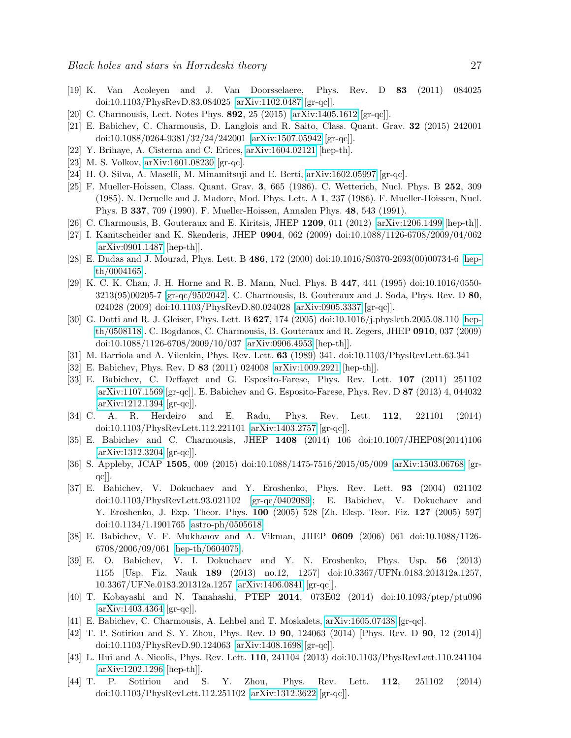[19] K. Van Acoleyen and J. Van Doorsselaere, Phys. Rev. D **83** (2011) 084025 doi:10.1103/PhysRevD.83.084025 [arXiv:1102.0487 [gr-qc]].

[20] C. Charmousis, Lect. Notes Phys. **892**, 25 (2015) [arXiv:1405.1612 [gr-qc]].

[21] E. Babichev, C. Charmousis, D. Langlois and R. Saito, Class. Quant. Grav. **32** (2015) 242001 doi:10.1088/0264-9381/32/24/242001 [arXiv:1507.05942 [gr-qc]].

[22] Y. Brihaye, A. Cisterna and C. Erices, arXiv:1604.02121 [hep-th].

[23] M. S. Volkov, arXiv:1601.08230 [gr-qc].

[24] H. O. Silva, A. Maselli, M. Minamitsuji and E. Berti, arXiv:1602.05997 [gr-qc].

[25] F. Mueller-Hoissen, Class. Quant. Grav. **3**, 665 (1986). C. Wetterich, Nucl. Phys. B **252**, 309 (1985). N. Deruelle and J. Madore, Mod. Phys. Lett. A **1**, 237 (1986). F. Mueller-Hoissen, Nucl. Phys. B **337**, 709 (1990). F. Mueller-Hoissen, Annalen Phys. **48**, 543 (1991).

[26] C. Charmousis, B. Gouteraux and E. Kiritsis, JHEP **1209**, 011 (2012) [arXiv:1206.1499 [hep-th]].

[27] I. Kanitscheider and K. Skenderis, JHEP **0904**, 062 (2009) doi:10.1088/1126-6708/2009/04/062 [arXiv:0901.1487 [hep-th]].

[28] E. Dudas and J. Mourad, Phys. Lett. B **486**, 172 (2000) doi:10.1016/S0370-2693(00)00734-6 [hep-th/0004165].

[29] K. C. K. Chan, J. H. Horne and R. B. Mann, Nucl. Phys. B **447**, 441 (1995) doi:10.1016/0550-3213(95)00205-7 [gr-qc/9502042]. C. Charmousis, B. Gouteraux and J. Soda, Phys. Rev. D **80**, 024028 (2009) doi:10.1103/PhysRevD.80.024028 [arXiv:0905.3337 [gr-qc]].

[30] G. Dotti and R. J. Gleiser, Phys. Lett. B **627**, 174 (2005) doi:10.1016/j.physletb.2005.08.110 [hep-th/0508118]. C. Bogdanos, C. Charmousis, B. Gouteraux and R. Zegers, JHEP **0910**, 037 (2009) doi:10.1088/1126-6708/2009/10/037 [arXiv:0906.4953 [hep-th]].

[31] M. Barriola and A. Vilenkin, Phys. Rev. Lett. **63** (1989) 341. doi:10.1103/PhysRevLett.63.341

[32] E. Babichev, Phys. Rev. D **83** (2011) 024008 [arXiv:1009.2921 [hep-th]].

[33] E. Babichev, C. Deffayet and G. Esposito-Farese, Phys. Rev. Lett. **107** (2011) 251102 [arXiv:1107.1569 [gr-qc]]. E. Babichev and G. Esposito-Farese, Phys. Rev. D **87** (2013) 4, 044032 [arXiv:1212.1394 [gr-qc]].

[34] C. A. R. Herdeiro and E. Radu, Phys. Rev. Lett. **112**, 221101 (2014) doi:10.1103/PhysRevLett.112.221101 [arXiv:1403.2757 [gr-qc]].

[35] E. Babichev and C. Charmousis, JHEP **1408** (2014) 106 doi:10.1007/JHEP08(2014)106 [arXiv:1312.3204 [gr-qc]].

[36] S. Appleby, JCAP **1505**, 009 (2015) doi:10.1088/1475-7516/2015/05/009 [arXiv:1503.06768 [gr-qc]].

[37] E. Babichev, V. Dokuchaev and Y. Eroshenko, Phys. Rev. Lett. **93** (2004) 021102 doi:10.1103/PhysRevLett.93.021102 [gr-qc/0402089]; E. Babichev, V. Dokuchaev and Y. Eroshenko, J. Exp. Theor. Phys. **100** (2005) 528 [Zh. Eksp. Teor. Fiz. **127** (2005) 597] doi:10.1134/1.1901765 [astro-ph/0505618].

[38] E. Babichev, V. F. Mukhanov and A. Vikman, JHEP **0609** (2006) 061 doi:10.1088/1126-6708/2006/09/061 [hep-th/0604075].

[39] E. O. Babichev, V. I. Dokuchaev and Y. N. Eroshenko, Phys. Usp. **56** (2013) 1155 [Usp. Fiz. Nauk **189** (2013) no.12, 1257] doi:10.3367/UFNr.0183.201312a.1257, 10.3367/UFNe.0183.201312a.1257 [arXiv:1406.0841 [gr-qc]].

[40] T. Kobayashi and N. Tanahashi, PTEP **2014**, 073E02 (2014) doi:10.1093/ptep/ptu096 [arXiv:1403.4364 [gr-qc]].

[41] E. Babichev, C. Charmousis, A. Lehbel and T. Moskalets, arXiv:1605.07438 [gr-qc].

[42] T. P. Sotiriou and S. Y. Zhou, Phys. Rev. D **90**, 124063 (2014) [Phys. Rev. D **90**, 12 (2014)] doi:10.1103/PhysRevD.90.124063 [arXiv:1408.1698 [gr-qc]].

[43] L. Hui and A. Nicolis, Phys. Rev. Lett. **110**, 241104 (2013) doi:10.1103/PhysRevLett.110.241104 [arXiv:1202.1296 [hep-th]].

[44] T. P. Sotiriou and S. Y. Zhou, Phys. Rev. Lett. **112**, 251102 (2014) doi:10.1103/PhysRevLett.112.251102 [arXiv:1312.3622 [gr-qc]].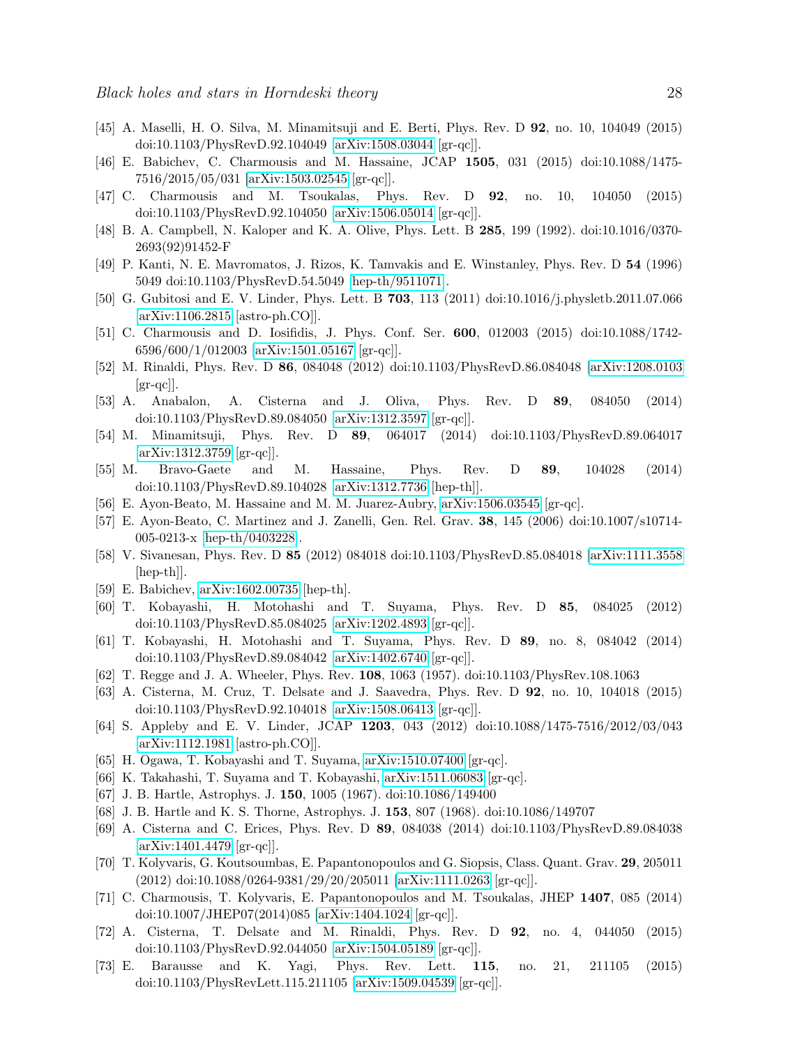[45] A. Maselli, H. O. Silva, M. Minamitsuji and E. Berti, Phys. Rev. D **92**, no. 10, 104049 (2015) doi:10.1103/PhysRevD.92.104049 [arXiv:1508.03044 [gr-qc]].

[46] E. Babichev, C. Charmousis and M. Hassaine, JCAP **1505**, 031 (2015) doi:10.1088/1475-7516/2015/05/031 [arXiv:1503.02545 [gr-qc]].

[47] C. Charmousis and M. Tsoukalas, Phys. Rev. D **92**, no. 10, 104050 (2015) doi:10.1103/PhysRevD.92.104050 [arXiv:1506.05014 [gr-qc]].

[48] B. A. Campbell, N. Kaloper and K. A. Olive, Phys. Lett. B **285**, 199 (1992). doi:10.1016/0370-2693(92)91452-F

[49] P. Kanti, N. E. Mavromatos, J. Rizos, K. Tamvakis and E. Winstanley, Phys. Rev. D **54** (1996) 5049 doi:10.1103/PhysRevD.54.5049 [hep-th/9511071].

[50] G. Gubitosi and E. V. Linder, Phys. Lett. B **703**, 113 (2011) doi:10.1016/j.physletb.2011.07.066 [arXiv:1106.2815 [astro-ph.CO]].

[51] C. Charmousis and D. Iosifidis, J. Phys. Conf. Ser. **600**, 012003 (2015) doi:10.1088/1742-6596/600/1/012003 [arXiv:1501.05167 [gr-qc]].

[52] M. Rinaldi, Phys. Rev. D **86**, 084048 (2012) doi:10.1103/PhysRevD.86.084048 [arXiv:1208.0103 [gr-qc]].

[53] A. Anabalon, A. Cisterna and J. Oliva, Phys. Rev. D **89**, 084050 (2014) doi:10.1103/PhysRevD.89.084050 [arXiv:1312.3597 [gr-qc]].

[54] M. Minamitsuji, Phys. Rev. D **89**, 064017 (2014) doi:10.1103/PhysRevD.89.064017 [arXiv:1312.3759 [gr-qc]].

[55] M. Bravo-Gaete and M. Hassaine, Phys. Rev. D **89**, 104028 (2014) doi:10.1103/PhysRevD.89.104028 [arXiv:1312.7736 [hep-th]].

[56] E. Ayon-Beato, M. Hassaine and M. M. Juarez-Aubry, arXiv:1506.03545 [gr-qc].

[57] E. Ayon-Beato, C. Martinez and J. Zanelli, Gen. Rel. Grav. **38**, 145 (2006) doi:10.1007/s10714-005-0213-x [hep-th/0403228].

[58] V. Sivanesan, Phys. Rev. D **85** (2012) 084018 doi:10.1103/PhysRevD.85.084018 [arXiv:1111.3558 [hep-th]].

[59] E. Babichev, arXiv:1602.00735 [hep-th].

[60] T. Kobayashi, H. Motohashi and T. Suyama, Phys. Rev. D **85**, 084025 (2012) doi:10.1103/PhysRevD.85.084025 [arXiv:1202.4893 [gr-qc]].

[61] T. Kobayashi, H. Motohashi and T. Suyama, Phys. Rev. D **89**, no. 8, 084042 (2014) doi:10.1103/PhysRevD.89.084042 [arXiv:1402.6740 [gr-qc]].

[62] T. Regge and J. A. Wheeler, Phys. Rev. **108**, 1063 (1957). doi:10.1103/PhysRev.108.1063

[63] A. Cisterna, M. Cruz, T. Delsate and J. Saavedra, Phys. Rev. D **92**, no. 10, 104018 (2015) doi:10.1103/PhysRevD.92.104018 [arXiv:1508.06413 [gr-qc]].

[64] S. Appleby and E. V. Linder, JCAP **1203**, 043 (2012) doi:10.1088/1475-7516/2012/03/043 [arXiv:1112.1981 [astro-ph.CO]].

[65] H. Ogawa, T. Kobayashi and T. Suyama, arXiv:1510.07400 [gr-qc].

[66] K. Takahashi, T. Suyama and T. Kobayashi, arXiv:1511.06083 [gr-qc].

[67] J. B. Hartle, Astrophys. J. **150**, 1005 (1967). doi:10.1086/149400

[68] J. B. Hartle and K. S. Thorne, Astrophys. J. **153**, 807 (1968). doi:10.1086/149707

[69] A. Cisterna and C. Erices, Phys. Rev. D **89**, 084038 (2014) doi:10.1103/PhysRevD.89.084038 [arXiv:1401.4479 [gr-qc]].

[70] T. Kolyvaris, G. Koutsoumbas, E. Papantonopoulos and G. Siopsis, Class. Quant. Grav. **29**, 205011 (2012) doi:10.1088/0264-9381/29/20/205011 [arXiv:1111.0263 [gr-qc]].

[71] C. Charmousis, T. Kolyvaris, E. Papantonopoulos and M. Tsoukalas, JHEP **1407**, 085 (2014) doi:10.1007/JHEP07(2014)085 [arXiv:1404.1024 [gr-qc]].

[72] A. Cisterna, T. Delsate and M. Rinaldi, Phys. Rev. D **92**, no. 4, 044050 (2015) doi:10.1103/PhysRevD.92.044050 [arXiv:1504.05189 [gr-qc]].

[73] E. Barausse and K. Yagi, Phys. Rev. Lett. **115**, no. 21, 211105 (2015) doi:10.1103/PhysRevLett.115.211105 [arXiv:1509.04539 [gr-qc]].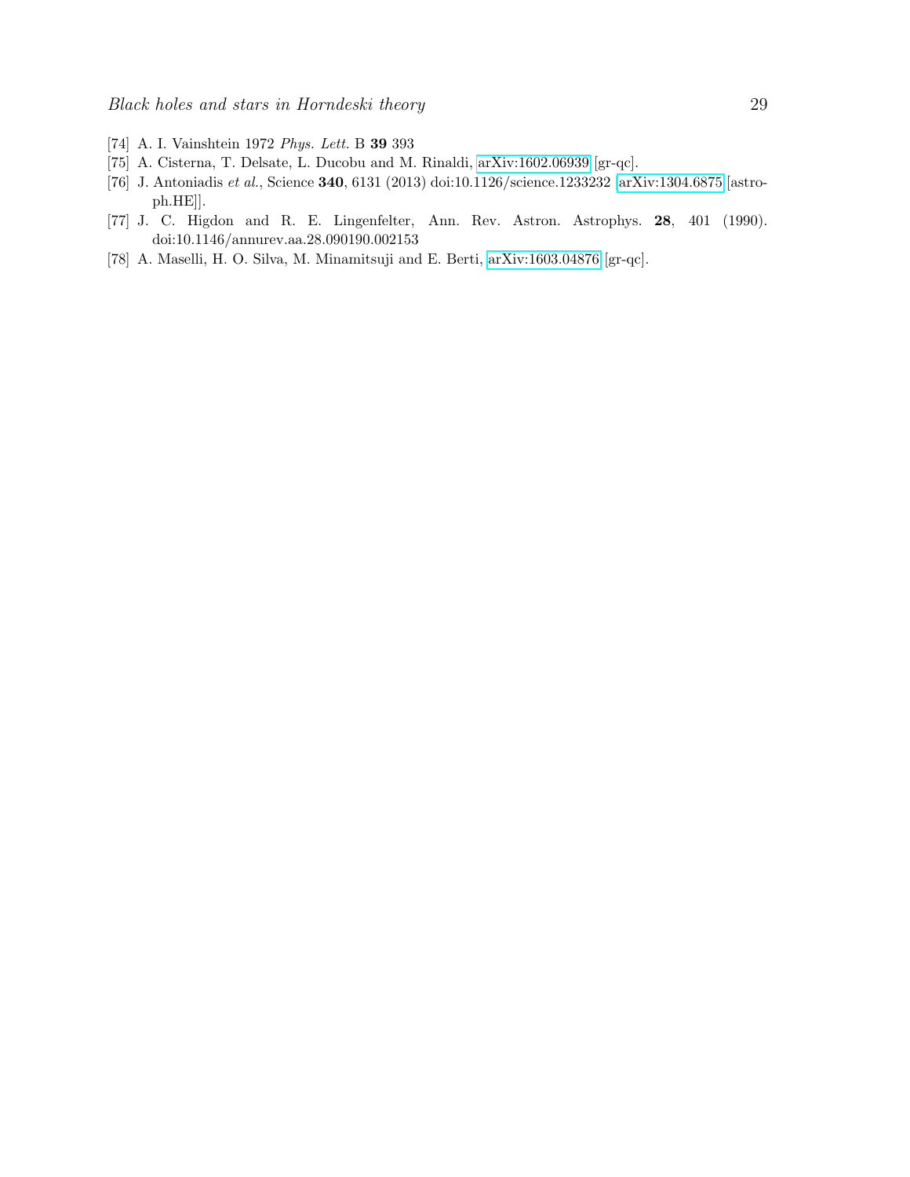[74] A. I. Vainshtein 1972 *Phys. Lett.* B **39** 393

[75] A. Cisterna, T. Delsate, L. Ducobu and M. Rinaldi, arXiv:1602.06939 [gr-qc].

[76] J. Antoniadis *et al.*, Science **340**, 6131 (2013) doi:10.1126/science.1233232 [arXiv:1304.6875 [astro-ph.HE]].

[77] J. C. Higdon and R. E. Lingenfelter, Ann. Rev. Astron. Astrophys. **28**, 401 (1990). doi:10.1146/annurev.aa.28.090190.002153

[78] A. Maselli, H. O. Silva, M. Minamitsuji and E. Berti, arXiv:1603.04876 [gr-qc].